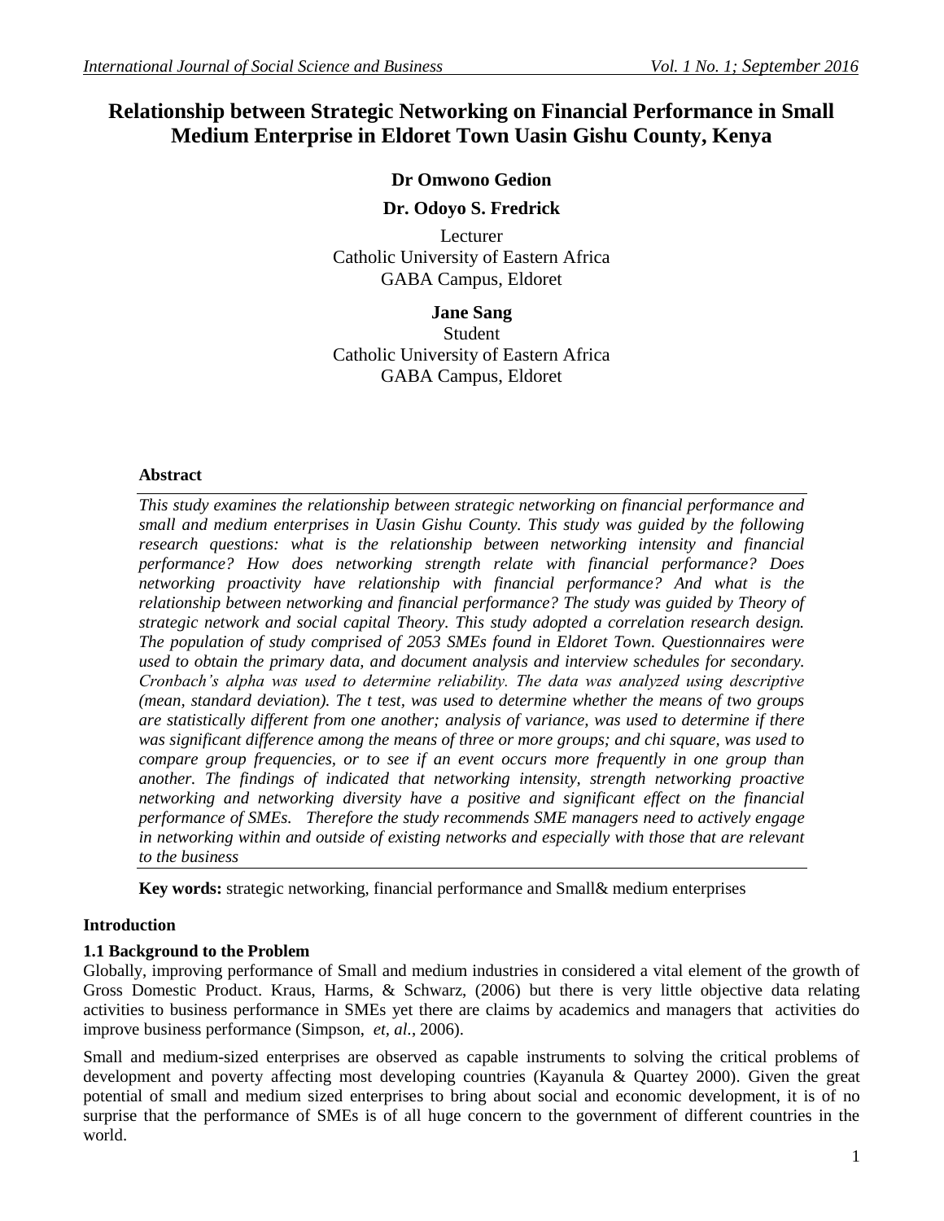# Relationship between Strategic Networking on Financial Performance in Small Medium Enterprise in Eldoret Town Uasin Gishu County, Kenya

**Dr Omwono Gedion**

**Dr. Odoyo S. Fredrick**

Lecturer
Catholic University of Eastern Africa
GABA Campus, Eldoret

**Jane Sang**
Student
Catholic University of Eastern Africa
GABA Campus, Eldoret

## Abstract

*This study examines the relationship between strategic networking on financial performance and small and medium enterprises in Uasin Gishu County. This study was guided by the following research questions: what is the relationship between networking intensity and financial performance? How does networking strength relate with financial performance? Does networking proactivity have relationship with financial performance? And what is the relationship between networking and financial performance? The study was guided by Theory of strategic network and social capital Theory. This study adopted a correlation research design. The population of study comprised of 2053 SMEs found in Eldoret Town. Questionnaires were used to obtain the primary data, and document analysis and interview schedules for secondary. Cronbach's alpha was used to determine reliability. The data was analyzed using descriptive (mean, standard deviation). The t test, was used to determine whether the means of two groups are statistically different from one another; analysis of variance, was used to determine if there was significant difference among the means of three or more groups; and chi square, was used to compare group frequencies, or to see if an event occurs more frequently in one group than another. The findings of indicated that networking intensity, strength networking proactive networking and networking diversity have a positive and significant effect on the financial performance of SMEs. Therefore the study recommends SME managers need to actively engage in networking within and outside of existing networks and especially with those that are relevant to the business*

**Key words:** strategic networking, financial performance and Small& medium enterprises

## Introduction

### 1.1 Background to the Problem

Globally, improving performance of Small and medium industries in considered a vital element of the growth of Gross Domestic Product. Kraus, Harms, & Schwarz, (2006) but there is very little objective data relating activities to business performance in SMEs yet there are claims by academics and managers that activities do improve business performance (Simpson, *et, al.*, 2006).

Small and medium-sized enterprises are observed as capable instruments to solving the critical problems of development and poverty affecting most developing countries (Kayanula & Quartey 2000). Given the great potential of small and medium sized enterprises to bring about social and economic development, it is of no surprise that the performance of SMEs is of all huge concern to the government of different countries in the world.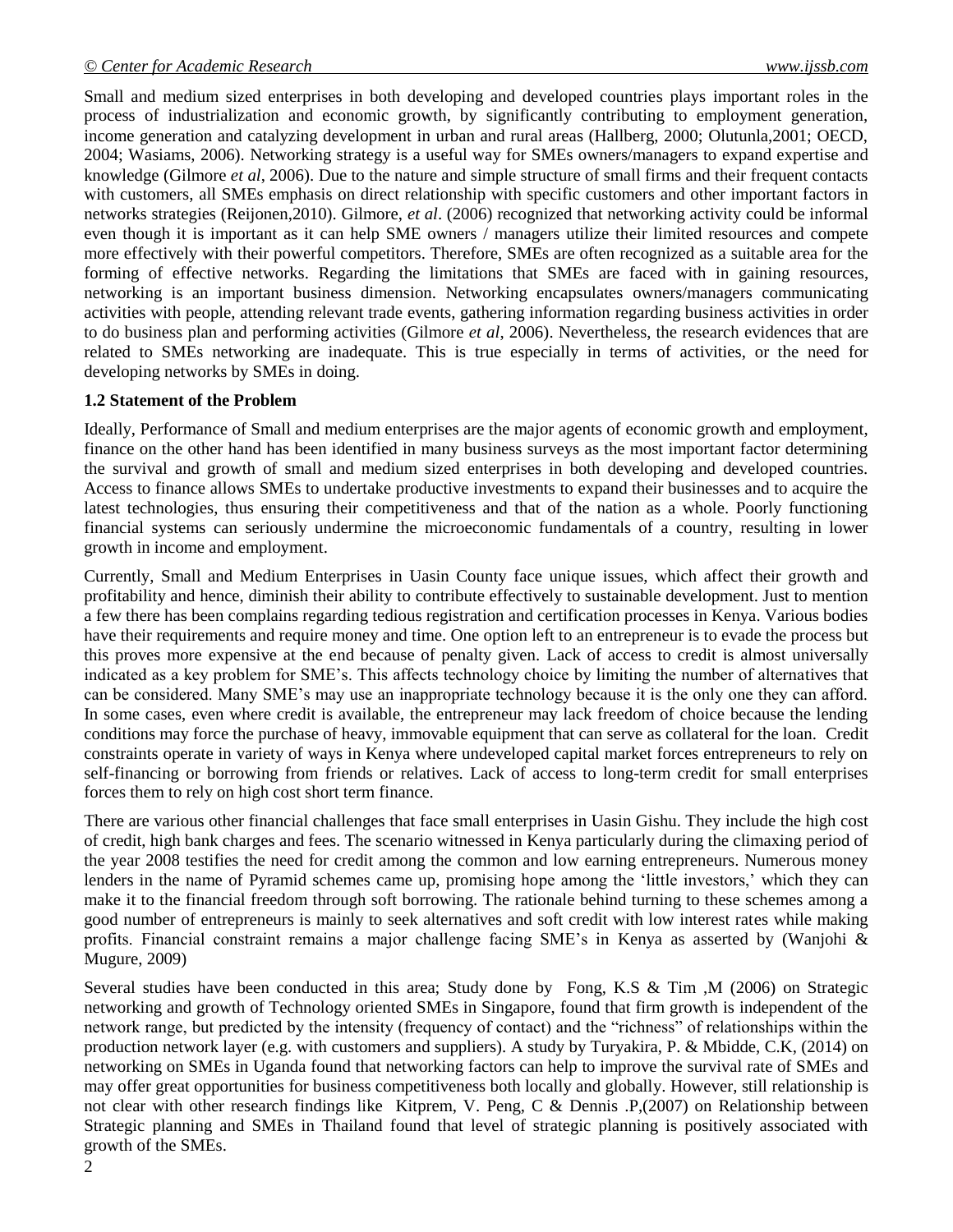Small and medium sized enterprises in both developing and developed countries plays important roles in the process of industrialization and economic growth, by significantly contributing to employment generation, income generation and catalyzing development in urban and rural areas (Hallberg, 2000; Olutunla,2001; OECD, 2004; Wasiams, 2006). Networking strategy is a useful way for SMEs owners/managers to expand expertise and knowledge (Gilmore *et al*, 2006). Due to the nature and simple structure of small firms and their frequent contacts with customers, all SMEs emphasis on direct relationship with specific customers and other important factors in networks strategies (Reijonen,2010). Gilmore, *et al*. (2006) recognized that networking activity could be informal even though it is important as it can help SME owners / managers utilize their limited resources and compete more effectively with their powerful competitors. Therefore, SMEs are often recognized as a suitable area for the forming of effective networks. Regarding the limitations that SMEs are faced with in gaining resources, networking is an important business dimension. Networking encapsulates owners/managers communicating activities with people, attending relevant trade events, gathering information regarding business activities in order to do business plan and performing activities (Gilmore *et al*, 2006). Nevertheless, the research evidences that are related to SMEs networking are inadequate. This is true especially in terms of activities, or the need for developing networks by SMEs in doing.

### 1.2 Statement of the Problem

Ideally, Performance of Small and medium enterprises are the major agents of economic growth and employment, finance on the other hand has been identified in many business surveys as the most important factor determining the survival and growth of small and medium sized enterprises in both developing and developed countries. Access to finance allows SMEs to undertake productive investments to expand their businesses and to acquire the latest technologies, thus ensuring their competitiveness and that of the nation as a whole. Poorly functioning financial systems can seriously undermine the microeconomic fundamentals of a country, resulting in lower growth in income and employment.

Currently, Small and Medium Enterprises in Uasin County face unique issues, which affect their growth and profitability and hence, diminish their ability to contribute effectively to sustainable development. Just to mention a few there has been complains regarding tedious registration and certification processes in Kenya. Various bodies have their requirements and require money and time. One option left to an entrepreneur is to evade the process but this proves more expensive at the end because of penalty given. Lack of access to credit is almost universally indicated as a key problem for SME's. This affects technology choice by limiting the number of alternatives that can be considered. Many SME's may use an inappropriate technology because it is the only one they can afford. In some cases, even where credit is available, the entrepreneur may lack freedom of choice because the lending conditions may force the purchase of heavy, immovable equipment that can serve as collateral for the loan. Credit constraints operate in variety of ways in Kenya where undeveloped capital market forces entrepreneurs to rely on self-financing or borrowing from friends or relatives. Lack of access to long-term credit for small enterprises forces them to rely on high cost short term finance.

There are various other financial challenges that face small enterprises in Uasin Gishu. They include the high cost of credit, high bank charges and fees. The scenario witnessed in Kenya particularly during the climaxing period of the year 2008 testifies the need for credit among the common and low earning entrepreneurs. Numerous money lenders in the name of Pyramid schemes came up, promising hope among the 'little investors,' which they can make it to the financial freedom through soft borrowing. The rationale behind turning to these schemes among a good number of entrepreneurs is mainly to seek alternatives and soft credit with low interest rates while making profits. Financial constraint remains a major challenge facing SME's in Kenya as asserted by (Wanjohi & Mugure, 2009)

Several studies have been conducted in this area; Study done by Fong, K.S & Tim ,M (2006) on Strategic networking and growth of Technology oriented SMEs in Singapore, found that firm growth is independent of the network range, but predicted by the intensity (frequency of contact) and the "richness" of relationships within the production network layer (e.g. with customers and suppliers). A study by Turyakira, P. & Mbidde, C.K, (2014) on networking on SMEs in Uganda found that networking factors can help to improve the survival rate of SMEs and may offer great opportunities for business competitiveness both locally and globally. However, still relationship is not clear with other research findings like Kitprem, V. Peng, C & Dennis .P,(2007) on Relationship between Strategic planning and SMEs in Thailand found that level of strategic planning is positively associated with growth of the SMEs.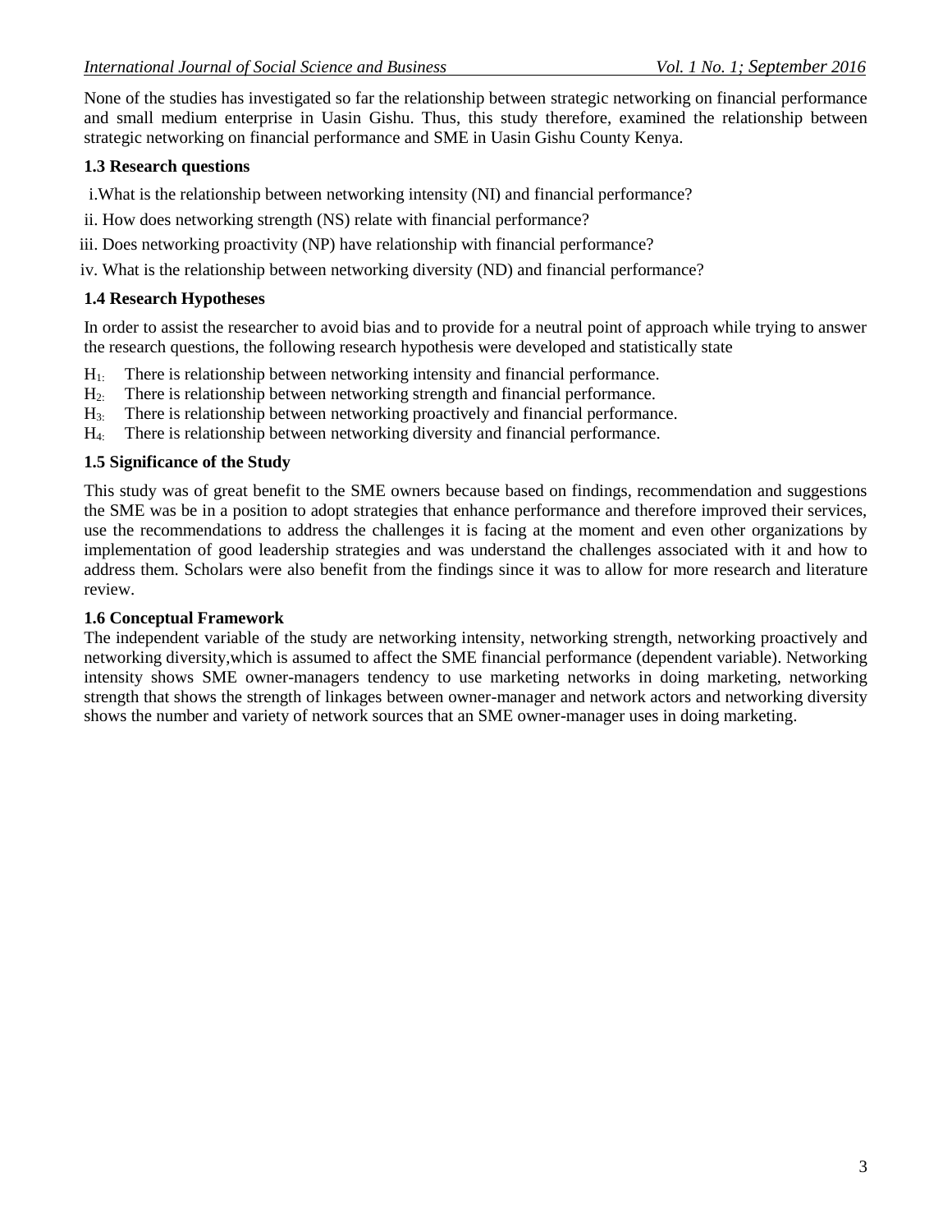None of the studies has investigated so far the relationship between strategic networking on financial performance and small medium enterprise in Uasin Gishu. Thus, this study therefore, examined the relationship between strategic networking on financial performance and SME in Uasin Gishu County Kenya.

### 1.3 Research questions

i. What is the relationship between networking intensity (NI) and financial performance?

ii. How does networking strength (NS) relate with financial performance?

iii. Does networking proactivity (NP) have relationship with financial performance?

iv. What is the relationship between networking diversity (ND) and financial performance?

### 1.4 Research Hypotheses

In order to assist the researcher to avoid bias and to provide for a neutral point of approach while trying to answer the research questions, the following research hypothesis were developed and statistically state

$H_{1:}$ There is relationship between networking intensity and financial performance.

$H_{2:}$ There is relationship between networking strength and financial performance.

$H_{3:}$ There is relationship between networking proactively and financial performance.

$H_{4:}$ There is relationship between networking diversity and financial performance.

### 1.5 Significance of the Study

This study was of great benefit to the SME owners because based on findings, recommendation and suggestions the SME was be in a position to adopt strategies that enhance performance and therefore improved their services, use the recommendations to address the challenges it is facing at the moment and even other organizations by implementation of good leadership strategies and was understand the challenges associated with it and how to address them. Scholars were also benefit from the findings since it was to allow for more research and literature review.

### 1.6 Conceptual Framework

The independent variable of the study are networking intensity, networking strength, networking proactively and networking diversity,which is assumed to affect the SME financial performance (dependent variable). Networking intensity shows SME owner-managers tendency to use marketing networks in doing marketing, networking strength that shows the strength of linkages between owner-manager and network actors and networking diversity shows the number and variety of network sources that an SME owner-manager uses in doing marketing.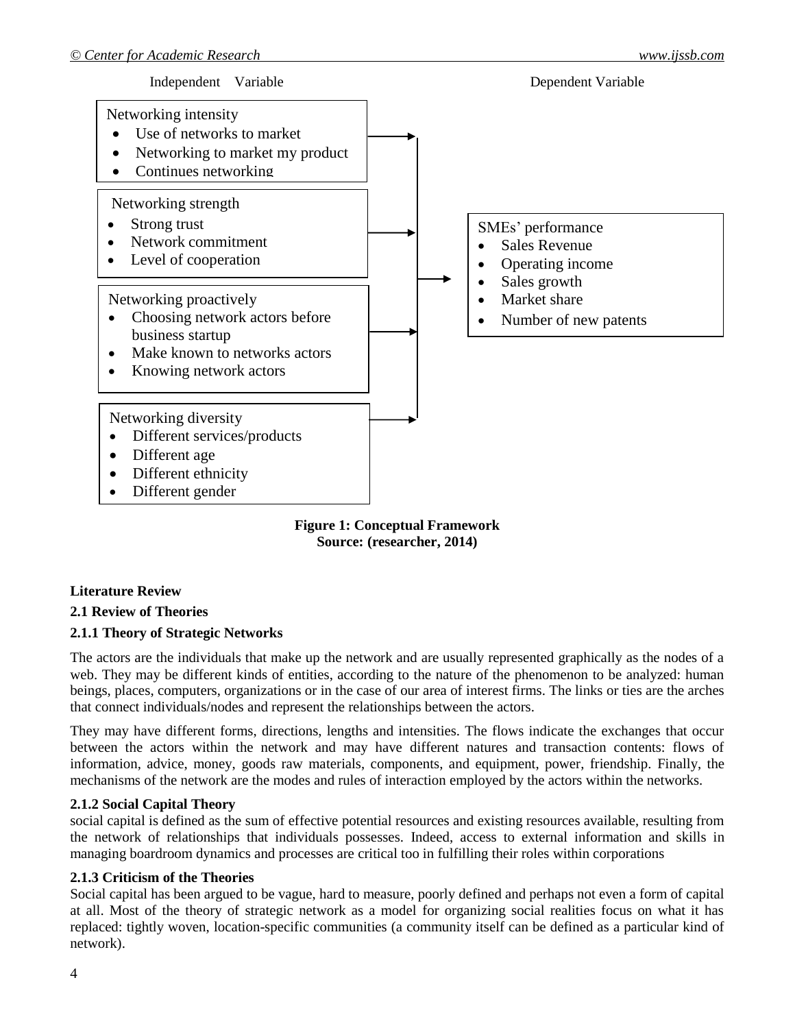Independent Variable

Networking intensity
- Use of networks to market
- Networking to market my product
- Continues networking

Networking strength
- Strong trust
- Network commitment
- Level of cooperation

Networking proactively
- Choosing network actors before business startup
- Make known to networks actors
- Knowing network actors

Networking diversity
- Different services/products
- Different age
- Different ethnicity
- Different gender

Dependent Variable

SMEs' performance
- Sales Revenue
- Operating income
- Sales growth
- Market share
- Number of new patents

**Figure 1: Conceptual Framework**
**Source: (researcher, 2014)**

## Literature Review

### 2.1 Review of Theories

#### 2.1.1 Theory of Strategic Networks

The actors are the individuals that make up the network and are usually represented graphically as the nodes of a web. They may be different kinds of entities, according to the nature of the phenomenon to be analyzed: human beings, places, computers, organizations or in the case of our area of interest firms. The links or ties are the arches that connect individuals/nodes and represent the relationships between the actors.

They may have different forms, directions, lengths and intensities. The flows indicate the exchanges that occur between the actors within the network and may have different natures and transaction contents: flows of information, advice, money, goods raw materials, components, and equipment, power, friendship. Finally, the mechanisms of the network are the modes and rules of interaction employed by the actors within the networks.

#### 2.1.2 Social Capital Theory

social capital is defined as the sum of effective potential resources and existing resources available, resulting from the network of relationships that individuals possesses. Indeed, access to external information and skills in managing boardroom dynamics and processes are critical too in fulfilling their roles within corporations

#### 2.1.3 Criticism of the Theories

Social capital has been argued to be vague, hard to measure, poorly defined and perhaps not even a form of capital at all. Most of the theory of strategic network as a model for organizing social realities focus on what it has replaced: tightly woven, location-specific communities (a community itself can be defined as a particular kind of network).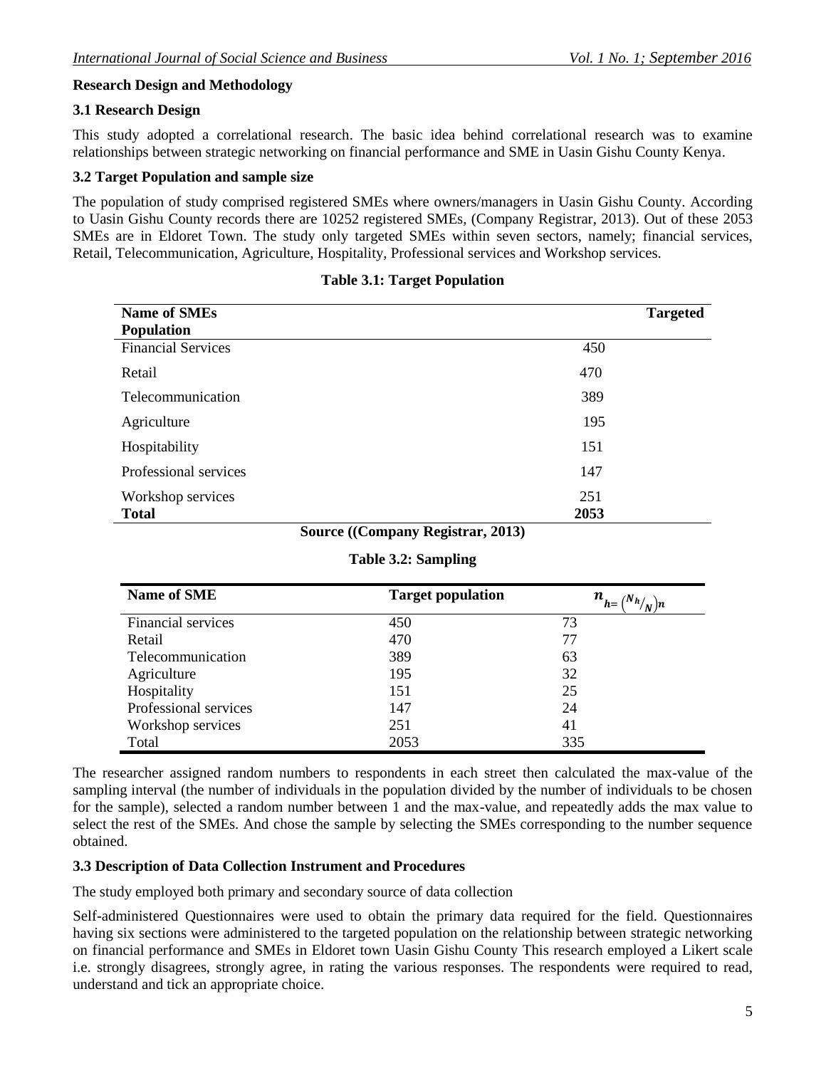## Research Design and Methodology

### 3.1 Research Design

This study adopted a correlational research. The basic idea behind correlational research was to examine relationships between strategic networking on financial performance and SME in Uasin Gishu County Kenya.

### 3.2 Target Population and sample size

The population of study comprised registered SMEs where owners/managers in Uasin Gishu County. According to Uasin Gishu County records there are 10252 registered SMEs, (Company Registrar, 2013). Out of these 2053 SMEs are in Eldoret Town. The study only targeted SMEs within seven sectors, namely; financial services, Retail, Telecommunication, Agriculture, Hospitality, Professional services and Workshop services.

**Table 3.1: Target Population**

| Name of SMEs | Targeted Population |
|---|---|
| Financial Services | 450 |
| Retail | 470 |
| Telecommunication | 389 |
| Agriculture | 195 |
| Hospitability | 151 |
| Professional services | 147 |
| Workshop services | 251 |
| **Total** | **2053** |

**Source ((Company Registrar, 2013)**

**Table 3.2: Sampling**

| Name of SME | Target population | $n_{h=} \left( {}^{N_h}/_{N} \right) n$ |
|---|---|---|
| Financial services | 450 | 73 |
| Retail | 470 | 77 |
| Telecommunication | 389 | 63 |
| Agriculture | 195 | 32 |
| Hospitality | 151 | 25 |
| Professional services | 147 | 24 |
| Workshop services | 251 | 41 |
| Total | 2053 | 335 |

The researcher assigned random numbers to respondents in each street then calculated the max-value of the sampling interval (the number of individuals in the population divided by the number of individuals to be chosen for the sample), selected a random number between 1 and the max-value, and repeatedly adds the max value to select the rest of the SMEs. And chose the sample by selecting the SMEs corresponding to the number sequence obtained.

### 3.3 Description of Data Collection Instrument and Procedures

The study employed both primary and secondary source of data collection

Self-administered Questionnaires were used to obtain the primary data required for the field. Questionnaires having six sections were administered to the targeted population on the relationship between strategic networking on financial performance and SMEs in Eldoret town Uasin Gishu County This research employed a Likert scale i.e. strongly disagrees, strongly agree, in rating the various responses. The respondents were required to read, understand and tick an appropriate choice.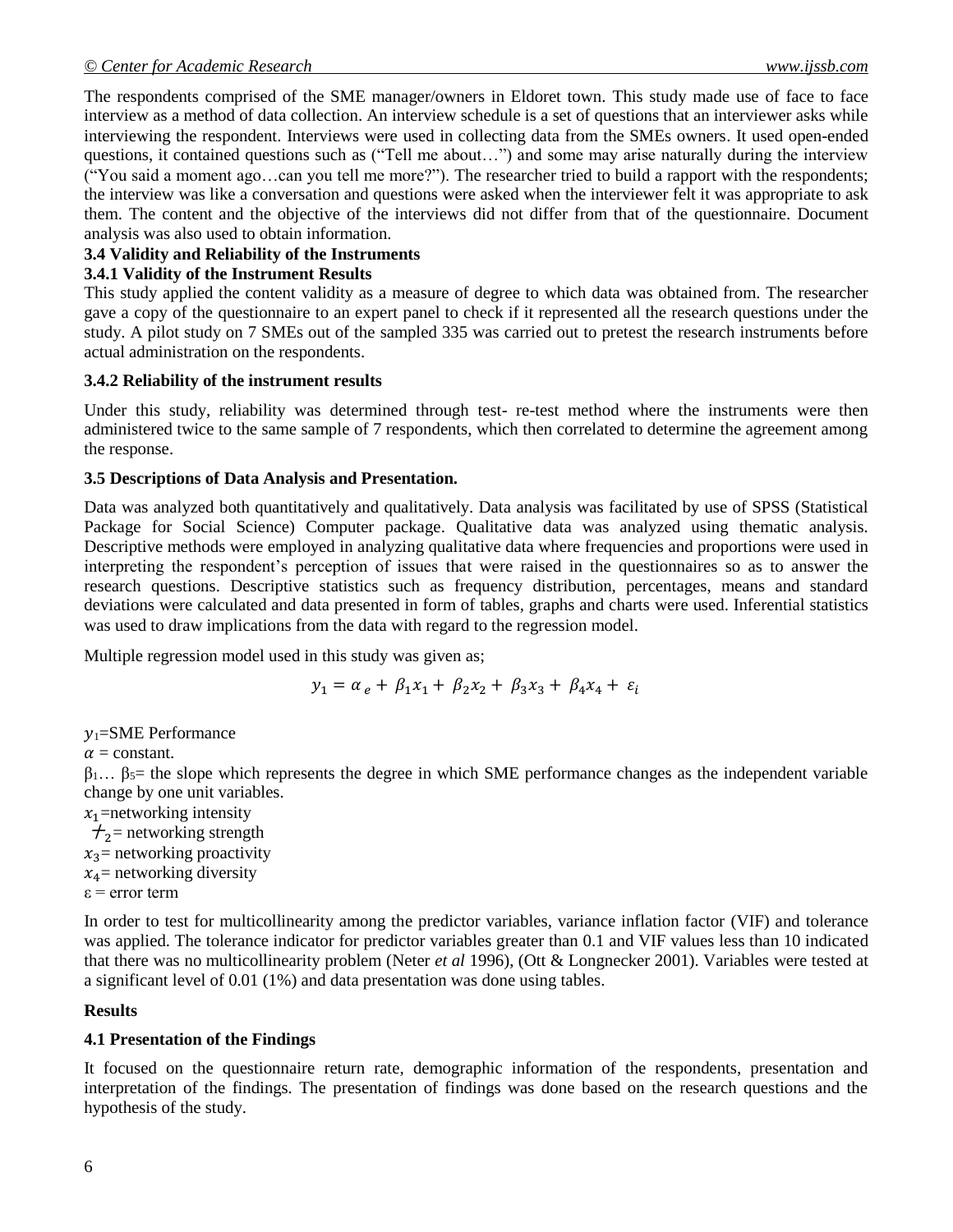The respondents comprised of the SME manager/owners in Eldoret town. This study made use of face to face interview as a method of data collection. An interview schedule is a set of questions that an interviewer asks while interviewing the respondent. Interviews were used in collecting data from the SMEs owners. It used open-ended questions, it contained questions such as ("Tell me about…") and some may arise naturally during the interview ("You said a moment ago…can you tell me more?"). The researcher tried to build a rapport with the respondents; the interview was like a conversation and questions were asked when the interviewer felt it was appropriate to ask them. The content and the objective of the interviews did not differ from that of the questionnaire. Document analysis was also used to obtain information.

### 3.4 Validity and Reliability of the Instruments

#### 3.4.1 Validity of the Instrument Results

This study applied the content validity as a measure of degree to which data was obtained from. The researcher gave a copy of the questionnaire to an expert panel to check if it represented all the research questions under the study. A pilot study on 7 SMEs out of the sampled 335 was carried out to pretest the research instruments before actual administration on the respondents.

#### 3.4.2 Reliability of the instrument results

Under this study, reliability was determined through test- re-test method where the instruments were then administered twice to the same sample of 7 respondents, which then correlated to determine the agreement among the response.

### 3.5 Descriptions of Data Analysis and Presentation.

Data was analyzed both quantitatively and qualitatively. Data analysis was facilitated by use of SPSS (Statistical Package for Social Science) Computer package. Qualitative data was analyzed using thematic analysis. Descriptive methods were employed in analyzing qualitative data where frequencies and proportions were used in interpreting the respondent's perception of issues that were raised in the questionnaires so as to answer the research questions. Descriptive statistics such as frequency distribution, percentages, means and standard deviations were calculated and data presented in form of tables, graphs and charts were used. Inferential statistics was used to draw implications from the data with regard to the regression model.

Multiple regression model used in this study was given as;

$$y_1 = \alpha_e + \beta_1 x_1 + \beta_2 x_2 + \beta_3 x_3 + \beta_4 x_4 + \varepsilon_i$$

$y_1$=SME Performance
$\alpha$ = constant.
$\beta_1 \ldots \beta_5$= the slope which represents the degree in which SME performance changes as the independent variable change by one unit variables.
$x_1$=networking intensity
$x_2$= networking strength
$x_3$= networking proactivity
$x_4$= networking diversity
$\varepsilon$ = error term

In order to test for multicollinearity among the predictor variables, variance inflation factor (VIF) and tolerance was applied. The tolerance indicator for predictor variables greater than 0.1 and VIF values less than 10 indicated that there was no multicollinearity problem (Neter *et al* 1996), (Ott & Longnecker 2001). Variables were tested at a significant level of 0.01 (1%) and data presentation was done using tables.

## Results

### 4.1 Presentation of the Findings

It focused on the questionnaire return rate, demographic information of the respondents, presentation and interpretation of the findings. The presentation of findings was done based on the research questions and the hypothesis of the study.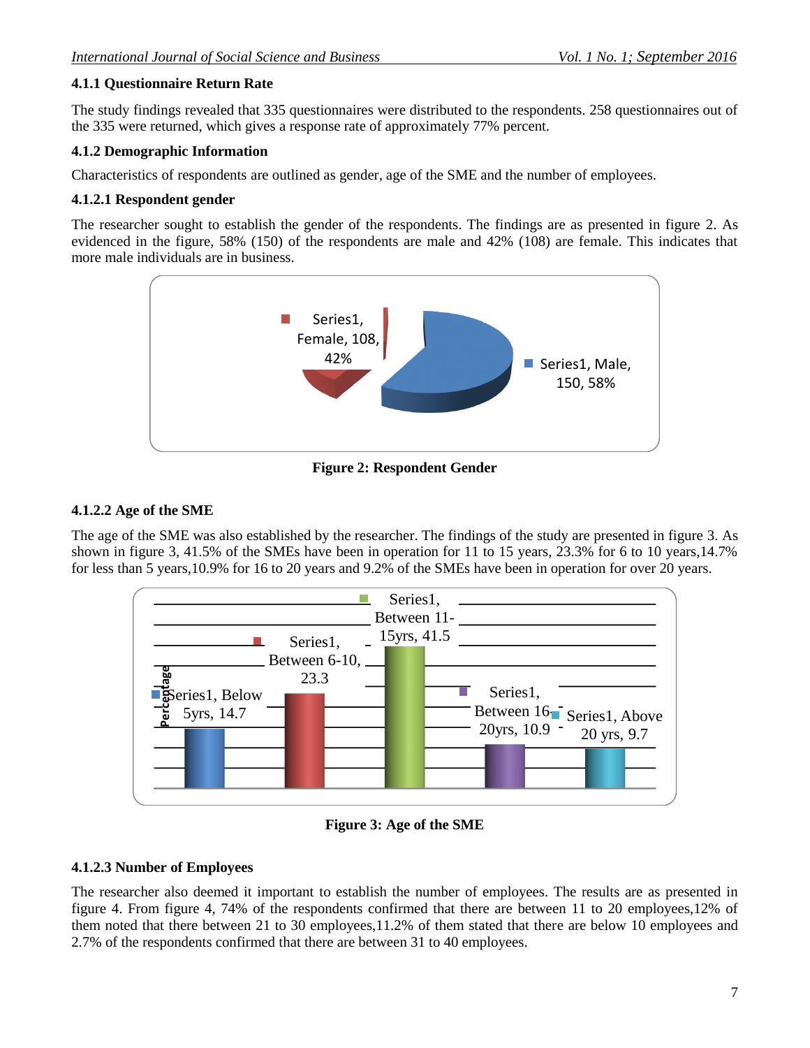### 4.1.1 Questionnaire Return Rate

The study findings revealed that 335 questionnaires were distributed to the respondents. 258 questionnaires out of the 335 were returned, which gives a response rate of approximately 77% percent.

### 4.1.2 Demographic Information

Characteristics of respondents are outlined as gender, age of the SME and the number of employees.

#### 4.1.2.1 Respondent gender

The researcher sought to establish the gender of the respondents. The findings are as presented in figure 2. As evidenced in the figure, 58% (150) of the respondents are male and 42% (108) are female. This indicates that more male individuals are in business.

Series1, Female, 108, 42%

Series1, Male, 150, 58%

**Figure 2: Respondent Gender**

#### 4.1.2.2 Age of the SME

The age of the SME was also established by the researcher. The findings of the study are presented in figure 3. As shown in figure 3, 41.5% of the SMEs have been in operation for 11 to 15 years, 23.3% for 6 to 10 years,14.7% for less than 5 years,10.9% for 16 to 20 years and 9.2% of the SMEs have been in operation for over 20 years.

Percentage

Series1, Below 5yrs, 14.7

Series1, Between 6-10, 23.3

Series1, Between 11-15yrs, 41.5

Series1, Between 16-20yrs, 10.9

Series1, Above 20 yrs, 9.7

**Figure 3: Age of the SME**

#### 4.1.2.3 Number of Employees

The researcher also deemed it important to establish the number of employees. The results are as presented in figure 4. From figure 4, 74% of the respondents confirmed that there are between 11 to 20 employees,12% of them noted that there between 21 to 30 employees,11.2% of them stated that there are below 10 employees and 2.7% of the respondents confirmed that there are between 31 to 40 employees.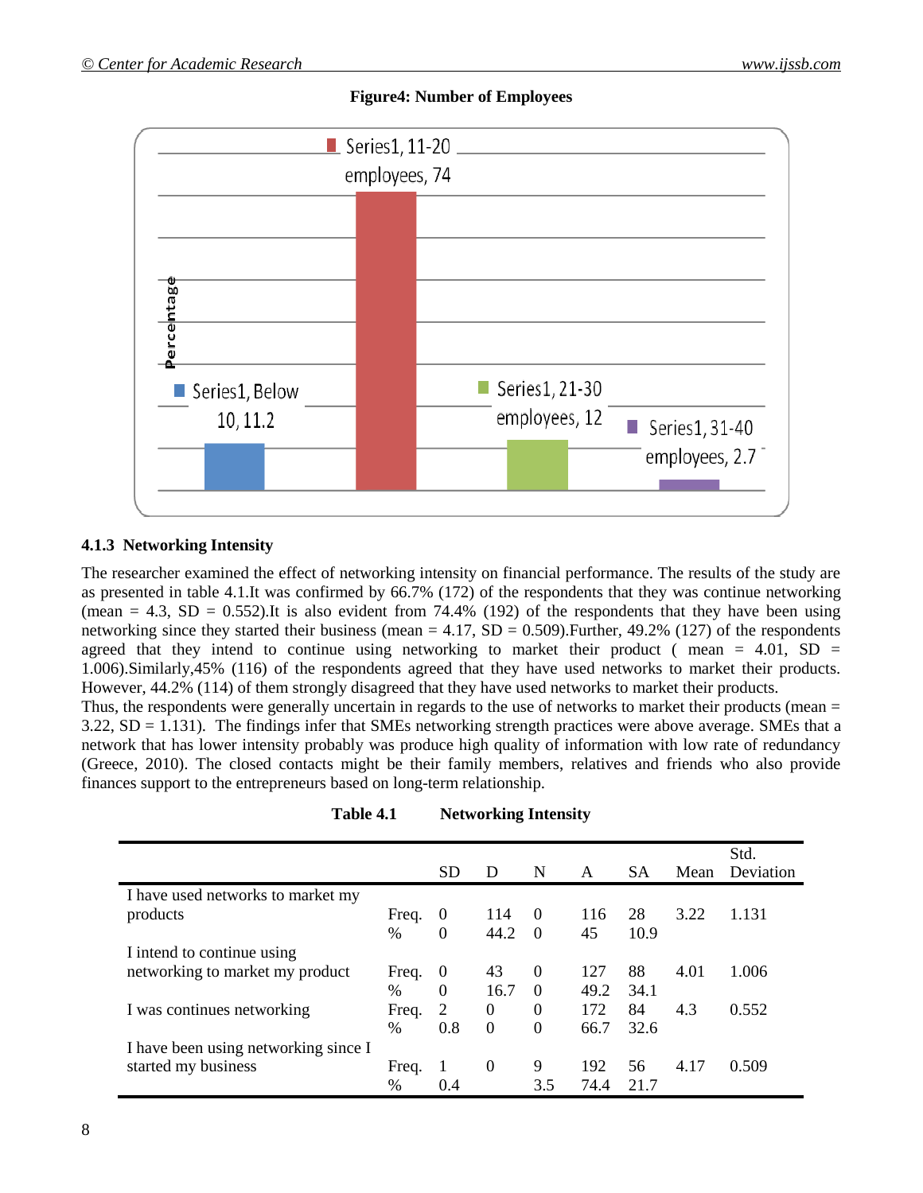**Figure4: Number of Employees**

### 4.1.3 Networking Intensity

The researcher examined the effect of networking intensity on financial performance. The results of the study are as presented in table 4.1.It was confirmed by 66.7% (172) of the respondents that they was continue networking (mean = 4.3, SD = 0.552).It is also evident from 74.4% (192) of the respondents that they have been using networking since they started their business (mean = 4.17, SD = 0.509).Further, 49.2% (127) of the respondents agreed that they intend to continue using networking to market their product ( mean = 4.01, SD = 1.006).Similarly,45% (116) of the respondents agreed that they have used networks to market their products. However, 44.2% (114) of them strongly disagreed that they have used networks to market their products.

Thus, the respondents were generally uncertain in regards to the use of networks to market their products (mean = 3.22, SD = 1.131). The findings infer that SMEs networking strength practices were above average. SMEs that a network that has lower intensity probably was produce high quality of information with low rate of redundancy (Greece, 2010). The closed contacts might be their family members, relatives and friends who also provide finances support to the entrepreneurs based on long-term relationship.

**Table 4.1 Networking Intensity**

| | | SD | D | N | A | SA | Mean | Std. Deviation |
|---|---|---|---|---|---|---|---|---|
| I have used networks to market my products | Freq. | 0 | 114 | 0 | 116 | 28 | 3.22 | 1.131 |
| | % | 0 | 44.2 | 0 | 45 | 10.9 | | |
| I intend to continue using networking to market my product | Freq. | 0 | 43 | 0 | 127 | 88 | 4.01 | 1.006 |
| | % | 0 | 16.7 | 0 | 49.2 | 34.1 | | |
| I was continues networking | Freq. | 2 | 0 | 0 | 172 | 84 | 4.3 | 0.552 |
| | % | 0.8 | 0 | 0 | 66.7 | 32.6 | | |
| I have been using networking since I started my business | Freq. | 1 | 0 | 9 | 192 | 56 | 4.17 | 0.509 |
| | % | 0.4 | | 3.5 | 74.4 | 21.7 | | |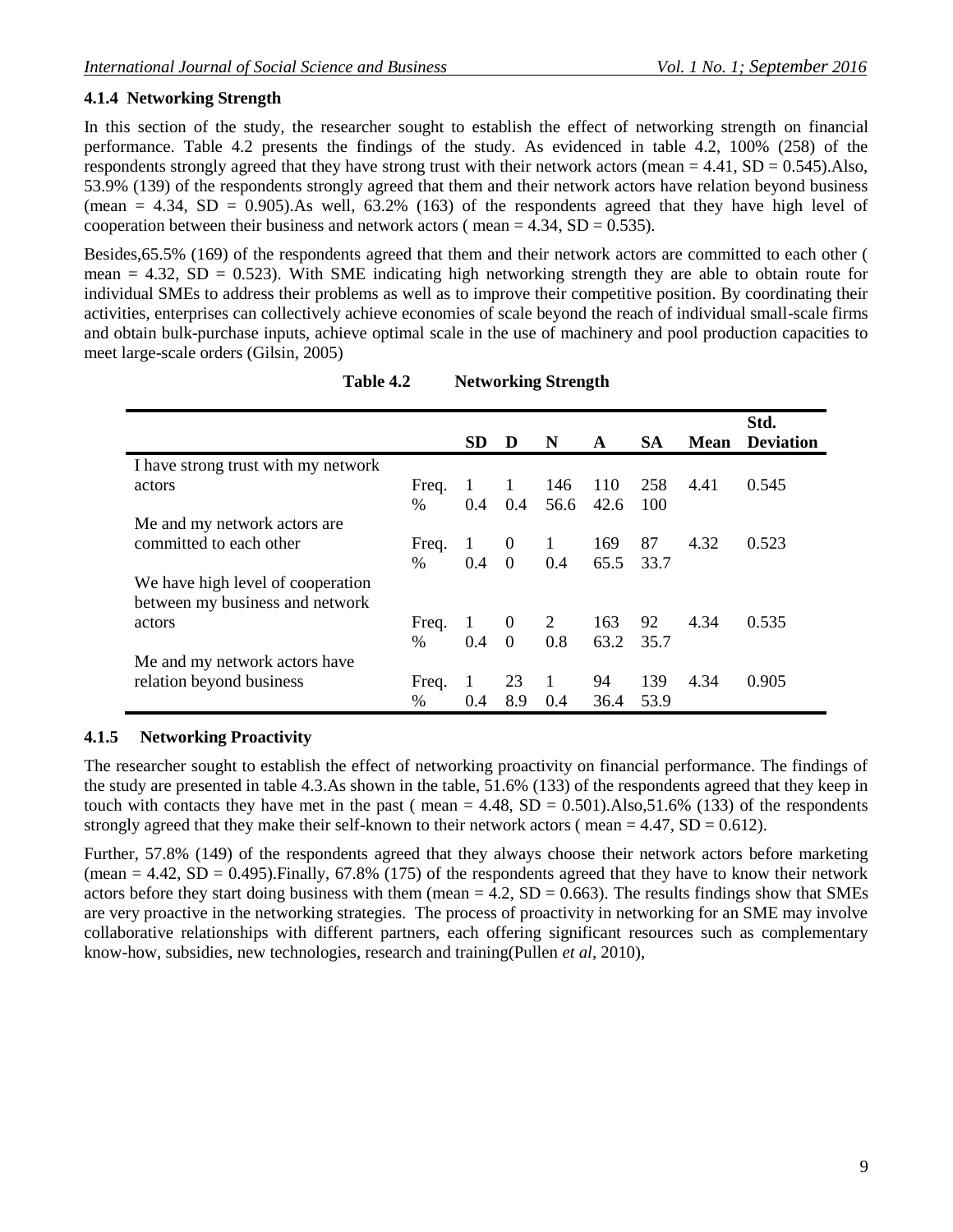### 4.1.4 Networking Strength

In this section of the study, the researcher sought to establish the effect of networking strength on financial performance. Table 4.2 presents the findings of the study. As evidenced in table 4.2, 100% (258) of the respondents strongly agreed that they have strong trust with their network actors (mean = 4.41, SD = 0.545).Also, 53.9% (139) of the respondents strongly agreed that them and their network actors have relation beyond business (mean = 4.34, SD = 0.905).As well, 63.2% (163) of the respondents agreed that they have high level of cooperation between their business and network actors ( mean = 4.34, SD = 0.535).

Besides,65.5% (169) of the respondents agreed that them and their network actors are committed to each other ( mean = 4.32, SD = 0.523). With SME indicating high networking strength they are able to obtain route for individual SMEs to address their problems as well as to improve their competitive position. By coordinating their activities, enterprises can collectively achieve economies of scale beyond the reach of individual small-scale firms and obtain bulk-purchase inputs, achieve optimal scale in the use of machinery and pool production capacities to meet large-scale orders (Gilsin, 2005)

**Table 4.2 Networking Strength**

| | | SD | D | N | A | SA | Mean | Std. Deviation |
|---|---|---|---|---|---|---|---|---|
| I have strong trust with my network actors | Freq. | 1 | 1 | 146 | 110 | 258 | 4.41 | 0.545 |
| | % | 0.4 | 0.4 | 56.6 | 42.6 | 100 | | |
| Me and my network actors are committed to each other | Freq. | 1 | 0 | 1 | 169 | 87 | 4.32 | 0.523 |
| | % | 0.4 | 0 | 0.4 | 65.5 | 33.7 | | |
| We have high level of cooperation between my business and network actors | Freq. | 1 | 0 | 2 | 163 | 92 | 4.34 | 0.535 |
| | % | 0.4 | 0 | 0.8 | 63.2 | 35.7 | | |
| Me and my network actors have relation beyond business | Freq. | 1 | 23 | 1 | 94 | 139 | 4.34 | 0.905 |
| | % | 0.4 | 8.9 | 0.4 | 36.4 | 53.9 | | |

### 4.1.5 Networking Proactivity

The researcher sought to establish the effect of networking proactivity on financial performance. The findings of the study are presented in table 4.3.As shown in the table, 51.6% (133) of the respondents agreed that they keep in touch with contacts they have met in the past ( mean = 4.48, SD = 0.501).Also,51.6% (133) of the respondents strongly agreed that they make their self-known to their network actors ( mean = 4.47, SD = 0.612).

Further, 57.8% (149) of the respondents agreed that they always choose their network actors before marketing (mean = 4.42, SD = 0.495).Finally, 67.8% (175) of the respondents agreed that they have to know their network actors before they start doing business with them (mean = 4.2, SD = 0.663). The results findings show that SMEs are very proactive in the networking strategies. The process of proactivity in networking for an SME may involve collaborative relationships with different partners, each offering significant resources such as complementary know-how, subsidies, new technologies, research and training(Pullen *et al*, 2010),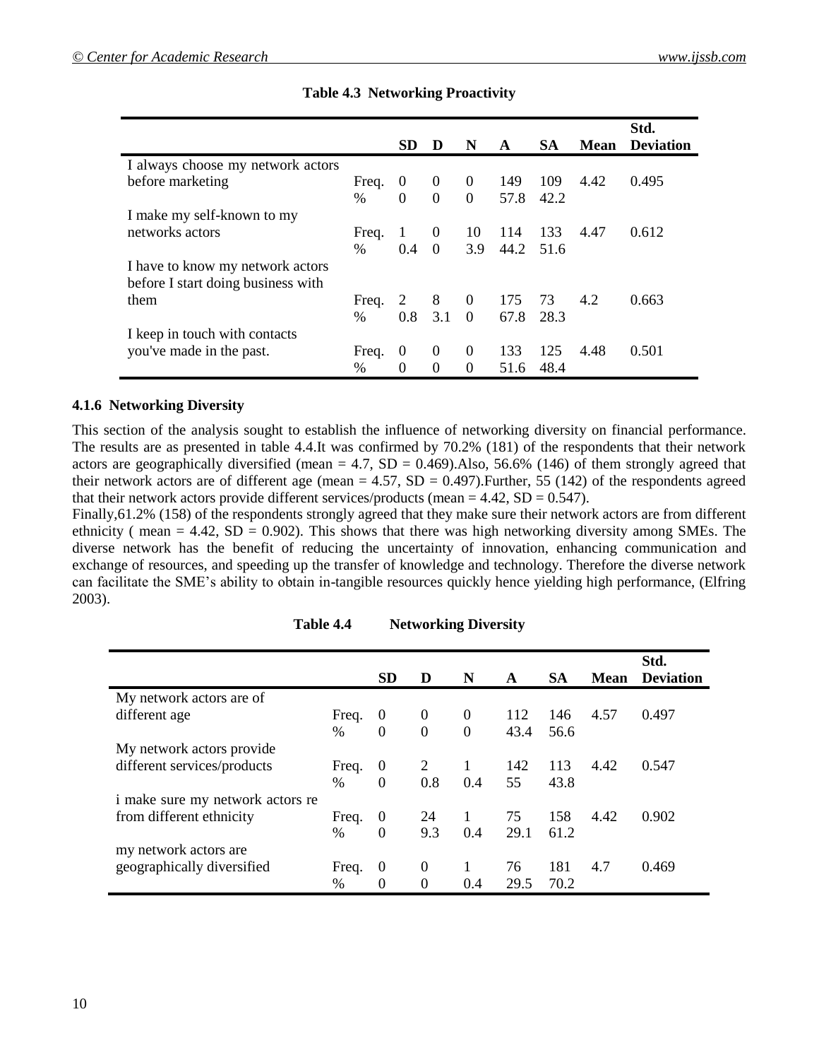**Table 4.3 Networking Proactivity**

| | | SD | D | N | A | SA | Mean | Std. Deviation |
|---|---|---|---|---|---|---|---|---|
| I always choose my network actors before marketing | Freq. | 0 | 0 | 0 | 149 | 109 | 4.42 | 0.495 |
| | % | 0 | 0 | 0 | 57.8 | 42.2 | | |
| I make my self-known to my networks actors | Freq. | 1 | 0 | 10 | 114 | 133 | 4.47 | 0.612 |
| | % | 0.4 | 0 | 3.9 | 44.2 | 51.6 | | |
| I have to know my network actors before I start doing business with them | Freq. | 2 | 8 | 0 | 175 | 73 | 4.2 | 0.663 |
| | % | 0.8 | 3.1 | 0 | 67.8 | 28.3 | | |
| I keep in touch with contacts you've made in the past. | Freq. | 0 | 0 | 0 | 133 | 125 | 4.48 | 0.501 |
| | % | 0 | 0 | 0 | 51.6 | 48.4 | | |

### 4.1.6 Networking Diversity

This section of the analysis sought to establish the influence of networking diversity on financial performance. The results are as presented in table 4.4.It was confirmed by 70.2% (181) of the respondents that their network actors are geographically diversified (mean = 4.7, SD = 0.469).Also, 56.6% (146) of them strongly agreed that their network actors are of different age (mean = 4.57, SD = 0.497).Further, 55 (142) of the respondents agreed that their network actors provide different services/products (mean = 4.42, SD = 0.547).

Finally,61.2% (158) of the respondents strongly agreed that they make sure their network actors are from different ethnicity ( mean = 4.42, SD = 0.902). This shows that there was high networking diversity among SMEs. The diverse network has the benefit of reducing the uncertainty of innovation, enhancing communication and exchange of resources, and speeding up the transfer of knowledge and technology. Therefore the diverse network can facilitate the SME's ability to obtain in-tangible resources quickly hence yielding high performance, (Elfring 2003).

**Table 4.4 Networking Diversity**

| | | SD | D | N | A | SA | Mean | Std. Deviation |
|---|---|---|---|---|---|---|---|---|
| My network actors are of different age | Freq. | 0 | 0 | 0 | 112 | 146 | 4.57 | 0.497 |
| | % | 0 | 0 | 0 | 43.4 | 56.6 | | |
| My network actors provide different services/products | Freq. | 0 | 2 | 1 | 142 | 113 | 4.42 | 0.547 |
| | % | 0 | 0.8 | 0.4 | 55 | 43.8 | | |
| i make sure my network actors re from different ethnicity | Freq. | 0 | 24 | 1 | 75 | 158 | 4.42 | 0.902 |
| | % | 0 | 9.3 | 0.4 | 29.1 | 61.2 | | |
| my network actors are geographically diversified | Freq. | 0 | 0 | 1 | 76 | 181 | 4.7 | 0.469 |
| | % | 0 | 0 | 0.4 | 29.5 | 70.2 | | |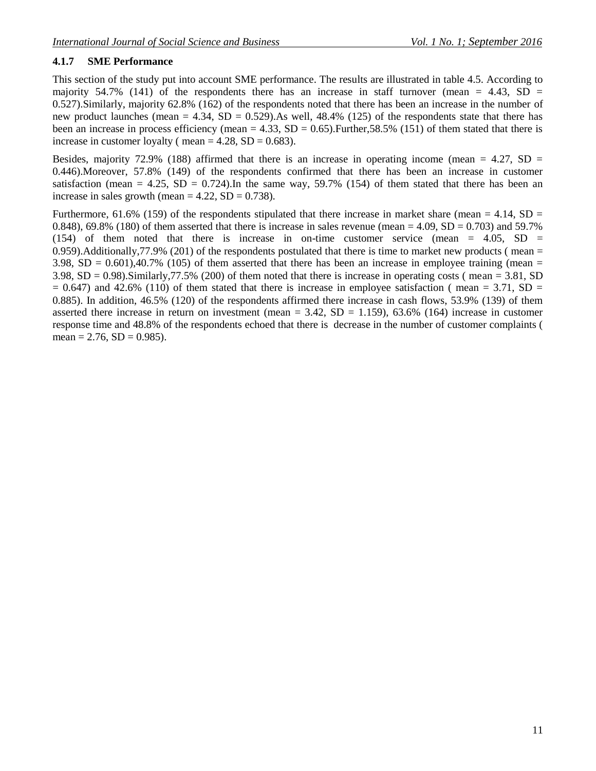### 4.1.7 SME Performance

This section of the study put into account SME performance. The results are illustrated in table 4.5. According to majority 54.7% (141) of the respondents there has an increase in staff turnover (mean = 4.43, SD = 0.527).Similarly, majority 62.8% (162) of the respondents noted that there has been an increase in the number of new product launches (mean = 4.34, SD = 0.529).As well, 48.4% (125) of the respondents state that there has been an increase in process efficiency (mean = 4.33, SD = 0.65).Further,58.5% (151) of them stated that there is increase in customer loyalty ( mean = 4.28, SD = 0.683).

Besides, majority 72.9% (188) affirmed that there is an increase in operating income (mean = 4.27, SD = 0.446).Moreover, 57.8% (149) of the respondents confirmed that there has been an increase in customer satisfaction (mean = 4.25, SD = 0.724).In the same way, 59.7% (154) of them stated that there has been an increase in sales growth (mean = 4.22, SD = 0.738).

Furthermore, 61.6% (159) of the respondents stipulated that there increase in market share (mean = 4.14, SD = 0.848), 69.8% (180) of them asserted that there is increase in sales revenue (mean = 4.09, SD = 0.703) and 59.7% (154) of them noted that there is increase in on-time customer service (mean = 4.05, SD = 0.959).Additionally,77.9% (201) of the respondents postulated that there is time to market new products ( mean = 3.98, SD = 0.601),40.7% (105) of them asserted that there has been an increase in employee training (mean = 3.98, SD = 0.98).Similarly,77.5% (200) of them noted that there is increase in operating costs ( mean = 3.81, SD = 0.647) and 42.6% (110) of them stated that there is increase in employee satisfaction ( mean = 3.71, SD = 0.885). In addition, 46.5% (120) of the respondents affirmed there increase in cash flows, 53.9% (139) of them asserted there increase in return on investment (mean = 3.42, SD = 1.159), 63.6% (164) increase in customer response time and 48.8% of the respondents echoed that there is decrease in the number of customer complaints ( mean = 2.76, SD = 0.985).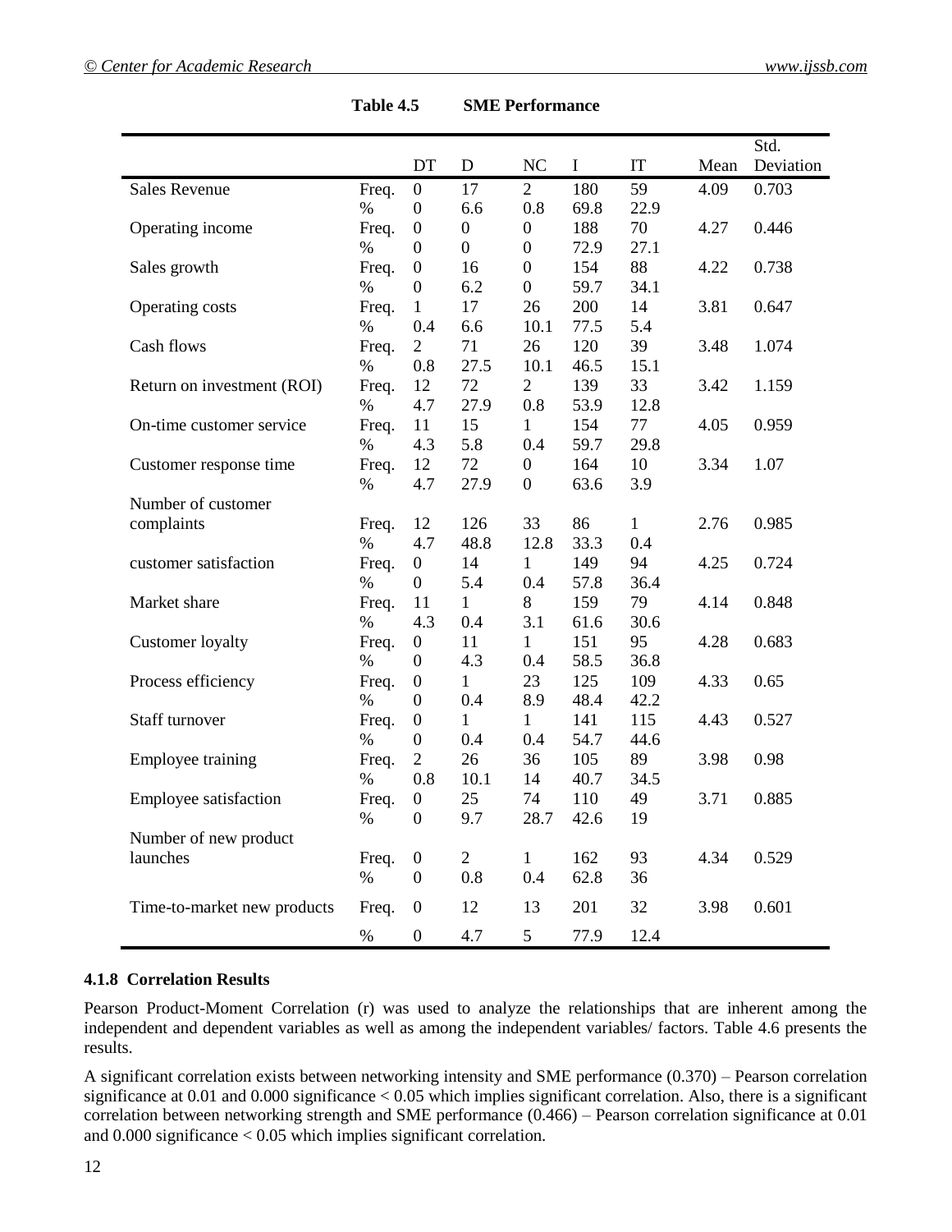**Table 4.5 SME Performance**

| | | DT | D | NC | I | IT | Mean | Std. Deviation |
|---|---|---|---|---|---|---|---|---|
| Sales Revenue | Freq. | 0 | 17 | 2 | 180 | 59 | 4.09 | 0.703 |
| | % | 0 | 6.6 | 0.8 | 69.8 | 22.9 | | |
| Operating income | Freq. | 0 | 0 | 0 | 188 | 70 | 4.27 | 0.446 |
| | % | 0 | 0 | 0 | 72.9 | 27.1 | | |
| Sales growth | Freq. | 0 | 16 | 0 | 154 | 88 | 4.22 | 0.738 |
| | % | 0 | 6.2 | 0 | 59.7 | 34.1 | | |
| Operating costs | Freq. | 1 | 17 | 26 | 200 | 14 | 3.81 | 0.647 |
| | % | 0.4 | 6.6 | 10.1 | 77.5 | 5.4 | | |
| Cash flows | Freq. | 2 | 71 | 26 | 120 | 39 | 3.48 | 1.074 |
| | % | 0.8 | 27.5 | 10.1 | 46.5 | 15.1 | | |
| Return on investment (ROI) | Freq. | 12 | 72 | 2 | 139 | 33 | 3.42 | 1.159 |
| | % | 4.7 | 27.9 | 0.8 | 53.9 | 12.8 | | |
| On-time customer service | Freq. | 11 | 15 | 1 | 154 | 77 | 4.05 | 0.959 |
| | % | 4.3 | 5.8 | 0.4 | 59.7 | 29.8 | | |
| Customer response time | Freq. | 12 | 72 | 0 | 164 | 10 | 3.34 | 1.07 |
| | % | 4.7 | 27.9 | 0 | 63.6 | 3.9 | | |
| Number of customer complaints | Freq. | 12 | 126 | 33 | 86 | 1 | 2.76 | 0.985 |
| | % | 4.7 | 48.8 | 12.8 | 33.3 | 0.4 | | |
| customer satisfaction | Freq. | 0 | 14 | 1 | 149 | 94 | 4.25 | 0.724 |
| | % | 0 | 5.4 | 0.4 | 57.8 | 36.4 | | |
| Market share | Freq. | 11 | 1 | 8 | 159 | 79 | 4.14 | 0.848 |
| | % | 4.3 | 0.4 | 3.1 | 61.6 | 30.6 | | |
| Customer loyalty | Freq. | 0 | 11 | 1 | 151 | 95 | 4.28 | 0.683 |
| | % | 0 | 4.3 | 0.4 | 58.5 | 36.8 | | |
| Process efficiency | Freq. | 0 | 1 | 23 | 125 | 109 | 4.33 | 0.65 |
| | % | 0 | 0.4 | 8.9 | 48.4 | 42.2 | | |
| Staff turnover | Freq. | 0 | 1 | 1 | 141 | 115 | 4.43 | 0.527 |
| | % | 0 | 0.4 | 0.4 | 54.7 | 44.6 | | |
| Employee training | Freq. | 2 | 26 | 36 | 105 | 89 | 3.98 | 0.98 |
| | % | 0.8 | 10.1 | 14 | 40.7 | 34.5 | | |
| Employee satisfaction | Freq. | 0 | 25 | 74 | 110 | 49 | 3.71 | 0.885 |
| | % | 0 | 9.7 | 28.7 | 42.6 | 19 | | |
| Number of new product launches | Freq. | 0 | 2 | 1 | 162 | 93 | 4.34 | 0.529 |
| | % | 0 | 0.8 | 0.4 | 62.8 | 36 | | |
| Time-to-market new products | Freq. | 0 | 12 | 13 | 201 | 32 | 3.98 | 0.601 |
| | % | 0 | 4.7 | 5 | 77.9 | 12.4 | | |

### 4.1.8 Correlation Results

Pearson Product-Moment Correlation (r) was used to analyze the relationships that are inherent among the independent and dependent variables as well as among the independent variables/ factors. Table 4.6 presents the results.

A significant correlation exists between networking intensity and SME performance (0.370) – Pearson correlation significance at 0.01 and 0.000 significance < 0.05 which implies significant correlation. Also, there is a significant correlation between networking strength and SME performance (0.466) – Pearson correlation significance at 0.01 and 0.000 significance < 0.05 which implies significant correlation.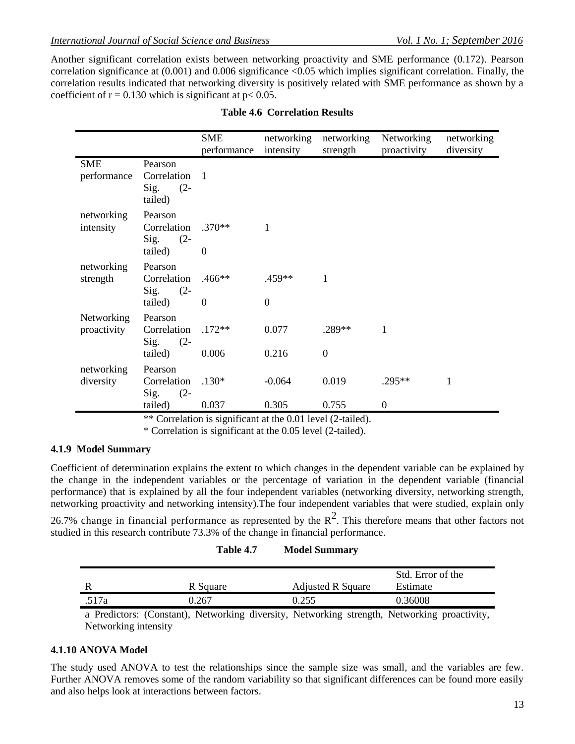Another significant correlation exists between networking proactivity and SME performance (0.172). Pearson correlation significance at (0.001) and 0.006 significance <0.05 which implies significant correlation. Finally, the correlation results indicated that networking diversity is positively related with SME performance as shown by a coefficient of r = 0.130 which is significant at p< 0.05.

**Table 4.6 Correlation Results**

| | | SME performance | networking intensity | networking strength | Networking proactivity | networking diversity |
|---|---|---|---|---|---|---|
| SME performance | Pearson Correlation | 1 | | | | |
| | Sig. (2-tailed) | | | | | |
| networking intensity | Pearson Correlation | .370** | 1 | | | |
| | Sig. (2-tailed) | 0 | | | | |
| networking strength | Pearson Correlation | .466** | .459** | 1 | | |
| | Sig. (2-tailed) | 0 | 0 | | | |
| Networking proactivity | Pearson Correlation | .172** | 0.077 | .289** | 1 | |
| | Sig. (2-tailed) | 0.006 | 0.216 | 0 | | |
| networking diversity | Pearson Correlation | .130* | -0.064 | 0.019 | .295** | 1 |
| | Sig. (2-tailed) | 0.037 | 0.305 | 0.755 | 0 | |

** Correlation is significant at the 0.01 level (2-tailed).

* Correlation is significant at the 0.05 level (2-tailed).

#### 4.1.9 Model Summary

Coefficient of determination explains the extent to which changes in the dependent variable can be explained by the change in the independent variables or the percentage of variation in the dependent variable (financial performance) that is explained by all the four independent variables (networking diversity, networking strength, networking proactivity and networking intensity).The four independent variables that were studied, explain only 26.7% change in financial performance as represented by the $R^2$. This therefore means that other factors not studied in this research contribute 73.3% of the change in financial performance.

**Table 4.7 Model Summary**

| R | R Square | Adjusted R Square | Std. Error of the Estimate |
|---|---|---|---|
| .517a | 0.267 | 0.255 | 0.36008 |

a Predictors: (Constant), Networking diversity, Networking strength, Networking proactivity, Networking intensity

#### 4.1.10 ANOVA Model

The study used ANOVA to test the relationships since the sample size was small, and the variables are few. Further ANOVA removes some of the random variability so that significant differences can be found more easily and also helps look at interactions between factors.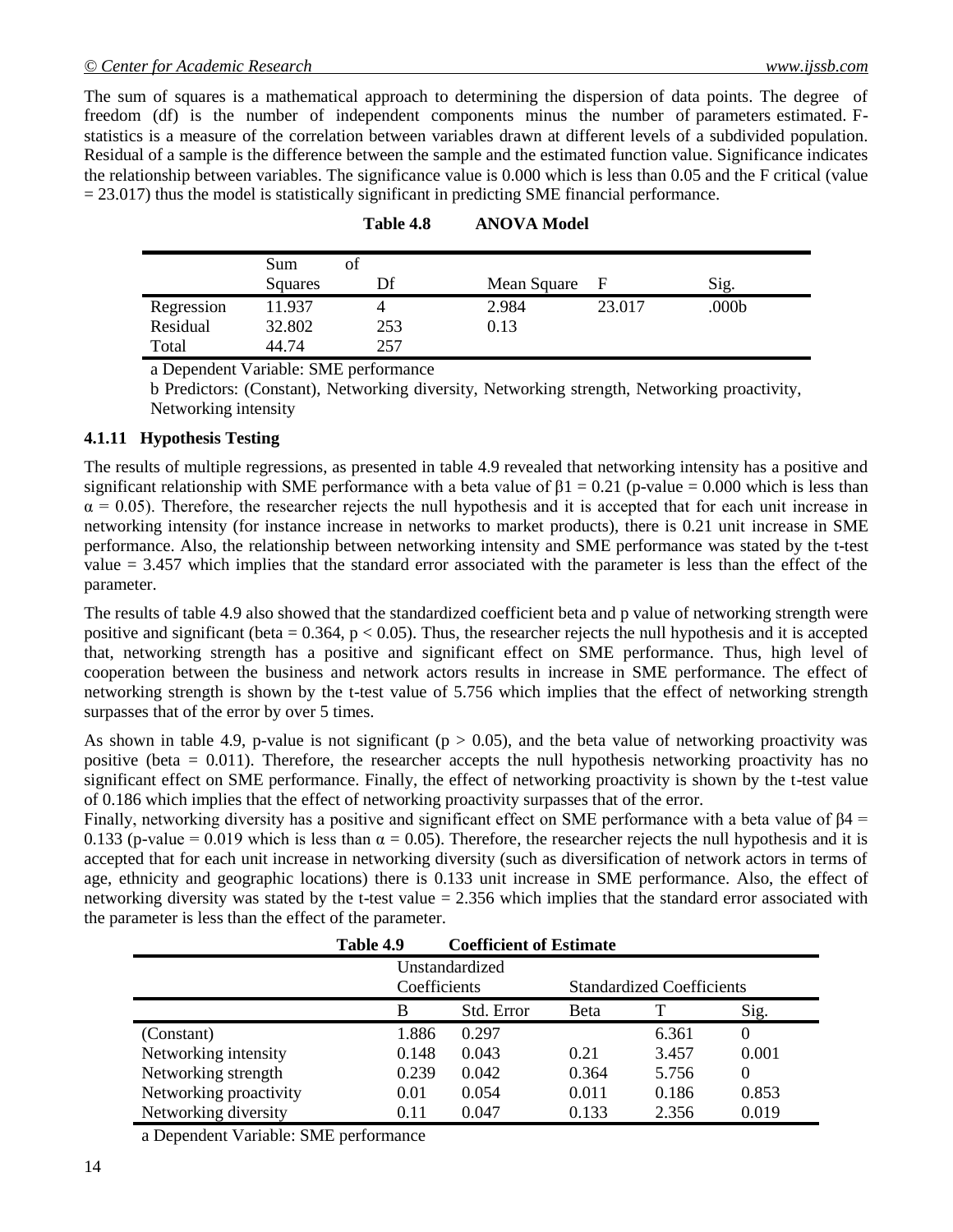The sum of squares is a mathematical approach to determining the dispersion of data points. The degree of freedom (df) is the number of independent components minus the number of parameters estimated. F-statistics is a measure of the correlation between variables drawn at different levels of a subdivided population. Residual of a sample is the difference between the sample and the estimated function value. Significance indicates the relationship between variables. The significance value is 0.000 which is less than 0.05 and the F critical (value = 23.017) thus the model is statistically significant in predicting SME financial performance.

**Table 4.8 ANOVA Model**

| | Sum of Squares | Df | Mean Square | F | Sig. |
|---|---|---|---|---|---|
| Regression | 11.937 | 4 | 2.984 | 23.017 | .000b |
| Residual | 32.802 | 253 | 0.13 | | |
| Total | 44.74 | 257 | | | |

a Dependent Variable: SME performance

b Predictors: (Constant), Networking diversity, Networking strength, Networking proactivity, Networking intensity

### 4.1.11 Hypothesis Testing

The results of multiple regressions, as presented in table 4.9 revealed that networking intensity has a positive and significant relationship with SME performance with a beta value of $\beta 1 = 0.21$ (p-value = 0.000 which is less than $\alpha = 0.05$). Therefore, the researcher rejects the null hypothesis and it is accepted that for each unit increase in networking intensity (for instance increase in networks to market products), there is 0.21 unit increase in SME performance. Also, the relationship between networking intensity and SME performance was stated by the t-test value = 3.457 which implies that the standard error associated with the parameter is less than the effect of the parameter.

The results of table 4.9 also showed that the standardized coefficient beta and p value of networking strength were positive and significant (beta = 0.364, $p < 0.05$). Thus, the researcher rejects the null hypothesis and it is accepted that, networking strength has a positive and significant effect on SME performance. Thus, high level of cooperation between the business and network actors results in increase in SME performance. The effect of networking strength is shown by the t-test value of 5.756 which implies that the effect of networking strength surpasses that of the error by over 5 times.

As shown in table 4.9, p-value is not significant ($p > 0.05$), and the beta value of networking proactivity was positive (beta = 0.011). Therefore, the researcher accepts the null hypothesis networking proactivity has no significant effect on SME performance. Finally, the effect of networking proactivity is shown by the t-test value of 0.186 which implies that the effect of networking proactivity surpasses that of the error.

Finally, networking diversity has a positive and significant effect on SME performance with a beta value of $\beta 4 = 0.133$ (p-value = 0.019 which is less than $\alpha = 0.05$). Therefore, the researcher rejects the null hypothesis and it is accepted that for each unit increase in networking diversity (such as diversification of network actors in terms of age, ethnicity and geographic locations) there is 0.133 unit increase in SME performance. Also, the effect of networking diversity was stated by the t-test value = 2.356 which implies that the standard error associated with the parameter is less than the effect of the parameter.

**Table 4.9 Coefficient of Estimate**

| | Unstandardized Coefficients | | Standardized Coefficients | | |
|---|---|---|---|---|---|
| | B | Std. Error | Beta | T | Sig. |
| (Constant) | 1.886 | 0.297 | | 6.361 | 0 |
| Networking intensity | 0.148 | 0.043 | 0.21 | 3.457 | 0.001 |
| Networking strength | 0.239 | 0.042 | 0.364 | 5.756 | 0 |
| Networking proactivity | 0.01 | 0.054 | 0.011 | 0.186 | 0.853 |
| Networking diversity | 0.11 | 0.047 | 0.133 | 2.356 | 0.019 |

a Dependent Variable: SME performance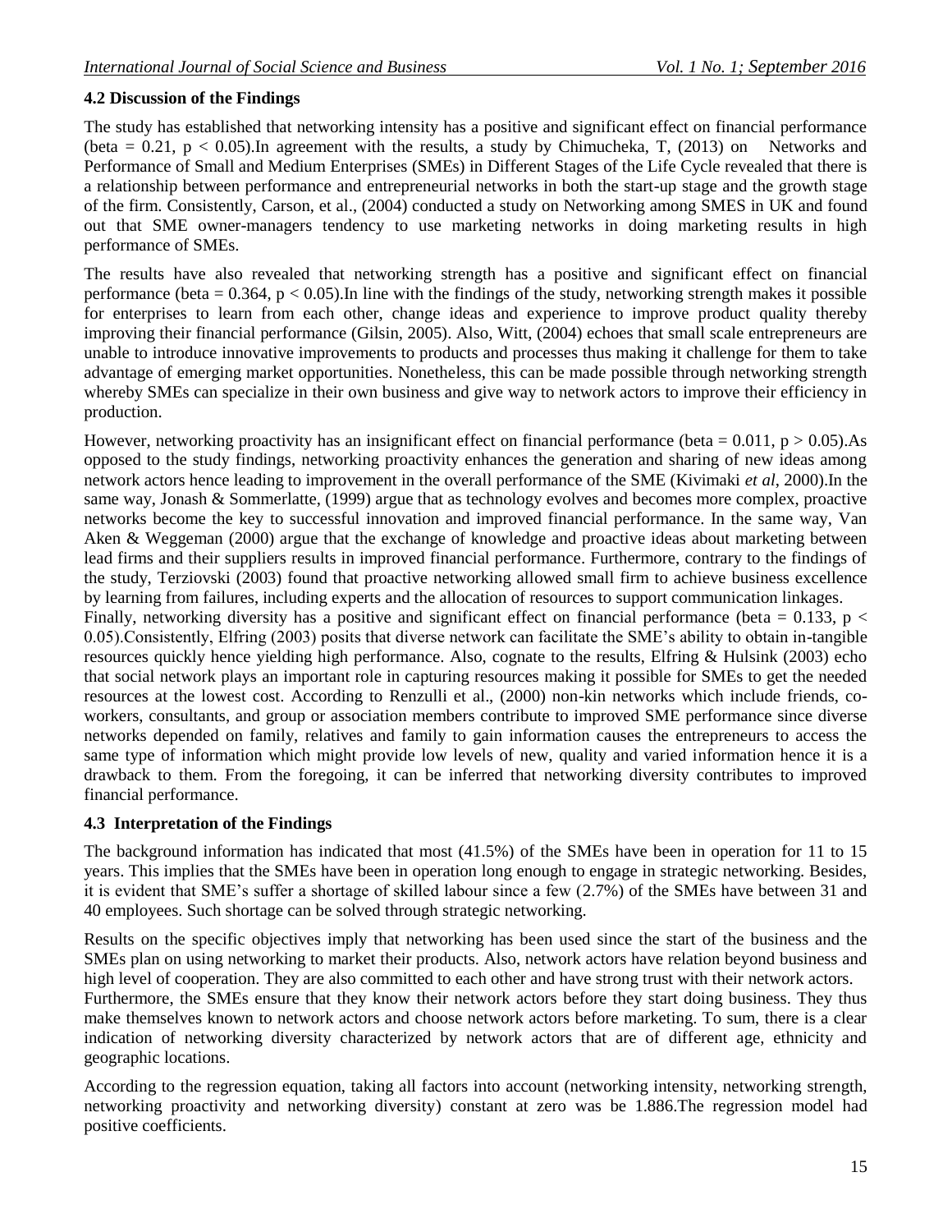### 4.2 Discussion of the Findings

The study has established that networking intensity has a positive and significant effect on financial performance (beta = 0.21, $p < 0.05$).In agreement with the results, a study by Chimucheka, T, (2013) on Networks and Performance of Small and Medium Enterprises (SMEs) in Different Stages of the Life Cycle revealed that there is a relationship between performance and entrepreneurial networks in both the start-up stage and the growth stage of the firm. Consistently, Carson, et al., (2004) conducted a study on Networking among SMES in UK and found out that SME owner-managers tendency to use marketing networks in doing marketing results in high performance of SMEs.

The results have also revealed that networking strength has a positive and significant effect on financial performance (beta = 0.364, $p < 0.05$).In line with the findings of the study, networking strength makes it possible for enterprises to learn from each other, change ideas and experience to improve product quality thereby improving their financial performance (Gilsin, 2005). Also, Witt, (2004) echoes that small scale entrepreneurs are unable to introduce innovative improvements to products and processes thus making it challenge for them to take advantage of emerging market opportunities. Nonetheless, this can be made possible through networking strength whereby SMEs can specialize in their own business and give way to network actors to improve their efficiency in production.

However, networking proactivity has an insignificant effect on financial performance (beta = 0.011, $p > 0.05$).As opposed to the study findings, networking proactivity enhances the generation and sharing of new ideas among network actors hence leading to improvement in the overall performance of the SME (Kivimaki *et al*, 2000).In the same way, Jonash & Sommerlatte, (1999) argue that as technology evolves and becomes more complex, proactive networks become the key to successful innovation and improved financial performance. In the same way, Van Aken & Weggeman (2000) argue that the exchange of knowledge and proactive ideas about marketing between lead firms and their suppliers results in improved financial performance. Furthermore, contrary to the findings of the study, Terziovski (2003) found that proactive networking allowed small firm to achieve business excellence by learning from failures, including experts and the allocation of resources to support communication linkages.

Finally, networking diversity has a positive and significant effect on financial performance (beta = 0.133, $p < 0.05$).Consistently, Elfring (2003) posits that diverse network can facilitate the SME's ability to obtain in-tangible resources quickly hence yielding high performance. Also, cognate to the results, Elfring & Hulsink (2003) echo that social network plays an important role in capturing resources making it possible for SMEs to get the needed resources at the lowest cost. According to Renzulli et al., (2000) non-kin networks which include friends, co-workers, consultants, and group or association members contribute to improved SME performance since diverse networks depended on family, relatives and family to gain information causes the entrepreneurs to access the same type of information which might provide low levels of new, quality and varied information hence it is a drawback to them. From the foregoing, it can be inferred that networking diversity contributes to improved financial performance.

### 4.3 Interpretation of the Findings

The background information has indicated that most (41.5%) of the SMEs have been in operation for 11 to 15 years. This implies that the SMEs have been in operation long enough to engage in strategic networking. Besides, it is evident that SME's suffer a shortage of skilled labour since a few (2.7%) of the SMEs have between 31 and 40 employees. Such shortage can be solved through strategic networking.

Results on the specific objectives imply that networking has been used since the start of the business and the SMEs plan on using networking to market their products. Also, network actors have relation beyond business and high level of cooperation. They are also committed to each other and have strong trust with their network actors.

Furthermore, the SMEs ensure that they know their network actors before they start doing business. They thus make themselves known to network actors and choose network actors before marketing. To sum, there is a clear indication of networking diversity characterized by network actors that are of different age, ethnicity and geographic locations.

According to the regression equation, taking all factors into account (networking intensity, networking strength, networking proactivity and networking diversity) constant at zero was be 1.886.The regression model had positive coefficients.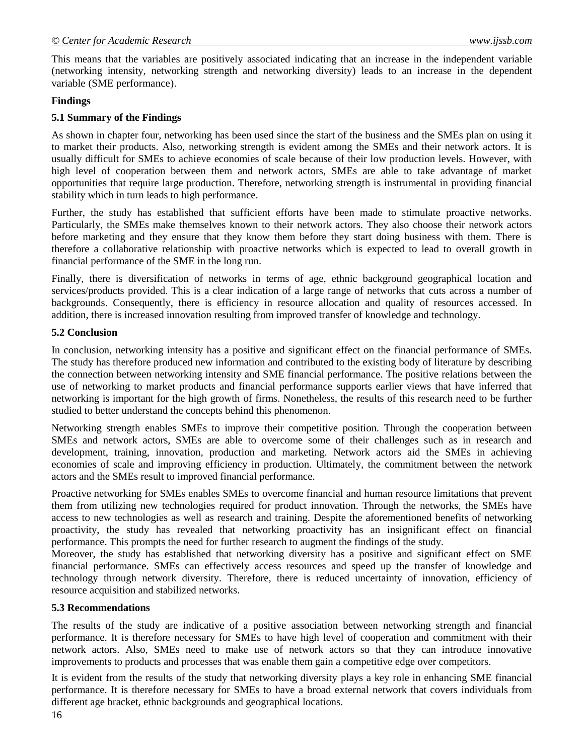This means that the variables are positively associated indicating that an increase in the independent variable (networking intensity, networking strength and networking diversity) leads to an increase in the dependent variable (SME performance).

**Findings**

**5.1 Summary of the Findings**

As shown in chapter four, networking has been used since the start of the business and the SMEs plan on using it to market their products. Also, networking strength is evident among the SMEs and their network actors. It is usually difficult for SMEs to achieve economies of scale because of their low production levels. However, with high level of cooperation between them and network actors, SMEs are able to take advantage of market opportunities that require large production. Therefore, networking strength is instrumental in providing financial stability which in turn leads to high performance.

Further, the study has established that sufficient efforts have been made to stimulate proactive networks. Particularly, the SMEs make themselves known to their network actors. They also choose their network actors before marketing and they ensure that they know them before they start doing business with them. There is therefore a collaborative relationship with proactive networks which is expected to lead to overall growth in financial performance of the SME in the long run.

Finally, there is diversification of networks in terms of age, ethnic background geographical location and services/products provided. This is a clear indication of a large range of networks that cuts across a number of backgrounds. Consequently, there is efficiency in resource allocation and quality of resources accessed. In addition, there is increased innovation resulting from improved transfer of knowledge and technology.

**5.2 Conclusion**

In conclusion, networking intensity has a positive and significant effect on the financial performance of SMEs. The study has therefore produced new information and contributed to the existing body of literature by describing the connection between networking intensity and SME financial performance. The positive relations between the use of networking to market products and financial performance supports earlier views that have inferred that networking is important for the high growth of firms. Nonetheless, the results of this research need to be further studied to better understand the concepts behind this phenomenon.

Networking strength enables SMEs to improve their competitive position. Through the cooperation between SMEs and network actors, SMEs are able to overcome some of their challenges such as in research and development, training, innovation, production and marketing. Network actors aid the SMEs in achieving economies of scale and improving efficiency in production. Ultimately, the commitment between the network actors and the SMEs result to improved financial performance.

Proactive networking for SMEs enables SMEs to overcome financial and human resource limitations that prevent them from utilizing new technologies required for product innovation. Through the networks, the SMEs have access to new technologies as well as research and training. Despite the aforementioned benefits of networking proactivity, the study has revealed that networking proactivity has an insignificant effect on financial performance. This prompts the need for further research to augment the findings of the study.

Moreover, the study has established that networking diversity has a positive and significant effect on SME financial performance. SMEs can effectively access resources and speed up the transfer of knowledge and technology through network diversity. Therefore, there is reduced uncertainty of innovation, efficiency of resource acquisition and stabilized networks.

**5.3 Recommendations**

The results of the study are indicative of a positive association between networking strength and financial performance. It is therefore necessary for SMEs to have high level of cooperation and commitment with their network actors. Also, SMEs need to make use of network actors so that they can introduce innovative improvements to products and processes that was enable them gain a competitive edge over competitors.

It is evident from the results of the study that networking diversity plays a key role in enhancing SME financial performance. It is therefore necessary for SMEs to have a broad external network that covers individuals from different age bracket, ethnic backgrounds and geographical locations.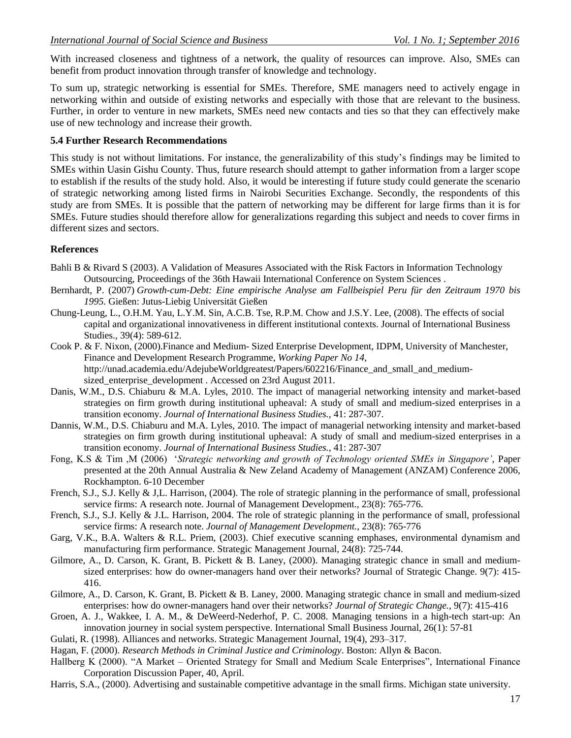With increased closeness and tightness of a network, the quality of resources can improve. Also, SMEs can benefit from product innovation through transfer of knowledge and technology.

To sum up, strategic networking is essential for SMEs. Therefore, SME managers need to actively engage in networking within and outside of existing networks and especially with those that are relevant to the business. Further, in order to venture in new markets, SMEs need new contacts and ties so that they can effectively make use of new technology and increase their growth.

### 5.4 Further Research Recommendations

This study is not without limitations. For instance, the generalizability of this study's findings may be limited to SMEs within Uasin Gishu County. Thus, future research should attempt to gather information from a larger scope to establish if the results of the study hold. Also, it would be interesting if future study could generate the scenario of strategic networking among listed firms in Nairobi Securities Exchange. Secondly, the respondents of this study are from SMEs. It is possible that the pattern of networking may be different for large firms than it is for SMEs. Future studies should therefore allow for generalizations regarding this subject and needs to cover firms in different sizes and sectors.

### References

Bahli B & Rivard S (2003). A Validation of Measures Associated with the Risk Factors in Information Technology Outsourcing, Proceedings of the 36th Hawaii International Conference on System Sciences .

Bernhardt, P. (2007) *Growth-cum-Debt: Eine empirische Analyse am Fallbeispiel Peru für den Zeitraum 1970 bis 1995.* Gießen: Jutus-Liebig Universität Gießen

Chung-Leung, L., O.H.M. Yau, L.Y.M. Sin, A.C.B. Tse, R.P.M. Chow and J.S.Y. Lee, (2008). The effects of social capital and organizational innovativeness in different institutional contexts. Journal of International Business Studies., 39(4): 589-612.

Cook P. & F. Nixon, (2000).Finance and Medium- Sized Enterprise Development, IDPM, University of Manchester, Finance and Development Research Programme, *Working Paper No 14,* http://unad.academia.edu/AdejubeWorldgreatest/Papers/602216/Finance_and_small_and_medium-sized_enterprise_development . Accessed on 23rd August 2011.

Danis, W.M., D.S. Chiaburu & M.A. Lyles, 2010. The impact of managerial networking intensity and market-based strategies on firm growth during institutional upheaval: A study of small and medium-sized enterprises in a transition economy. *Journal of International Business Studies.,* 41: 287-307.

Dannis, W.M., D.S. Chiaburu and M.A. Lyles, 2010. The impact of managerial networking intensity and market-based strategies on firm growth during institutional upheaval: A study of small and medium-sized enterprises in a transition economy. *Journal of International Business Studies.,* 41: 287-307

Fong, K.S & Tim ,M (2006) '*Strategic networking and growth of Technology oriented SMEs in Singapore'*, Paper presented at the 20th Annual Australia & New Zeland Academy of Management (ANZAM) Conference 2006, Rockhampton. 6-10 December

French, S.J., S.J. Kelly & J,L. Harrison, (2004). The role of strategic planning in the performance of small, professional service firms: A research note. Journal of Management Development., 23(8): 765-776.

French, S.J., S.J. Kelly & J.L. Harrison, 2004. The role of strategic planning in the performance of small, professional service firms: A research note. *Journal of Management Development.,* 23(8): 765-776

Garg, V.K., B.A. Walters & R.L. Priem, (2003). Chief executive scanning emphases, environmental dynamism and manufacturing firm performance. Strategic Management Journal, 24(8): 725-744.

Gilmore, A., D. Carson, K. Grant, B. Pickett & B. Laney, (2000). Managing strategic chance in small and medium-sized enterprises: how do owner-managers hand over their networks? Journal of Strategic Change. 9(7): 415-416.

Gilmore, A., D. Carson, K. Grant, B. Pickett & B. Laney, 2000. Managing strategic chance in small and medium-sized enterprises: how do owner-managers hand over their networks? *Journal of Strategic Change.,* 9(7): 415-416

Groen, A. J., Wakkee, I. A. M., & DeWeerd-Nederhof, P. C. 2008. Managing tensions in a high-tech start-up: An innovation journey in social system perspective. International Small Business Journal, 26(1): 57-81

Gulati, R. (1998). Alliances and networks. Strategic Management Journal, 19(4), 293–317.

Hagan, F. (2000). *Research Methods in Criminal Justice and Criminology*. Boston: Allyn & Bacon.

Hallberg K (2000). "A Market – Oriented Strategy for Small and Medium Scale Enterprises", International Finance Corporation Discussion Paper, 40, April.

Harris, S.A., (2000). Advertising and sustainable competitive advantage in the small firms. Michigan state university.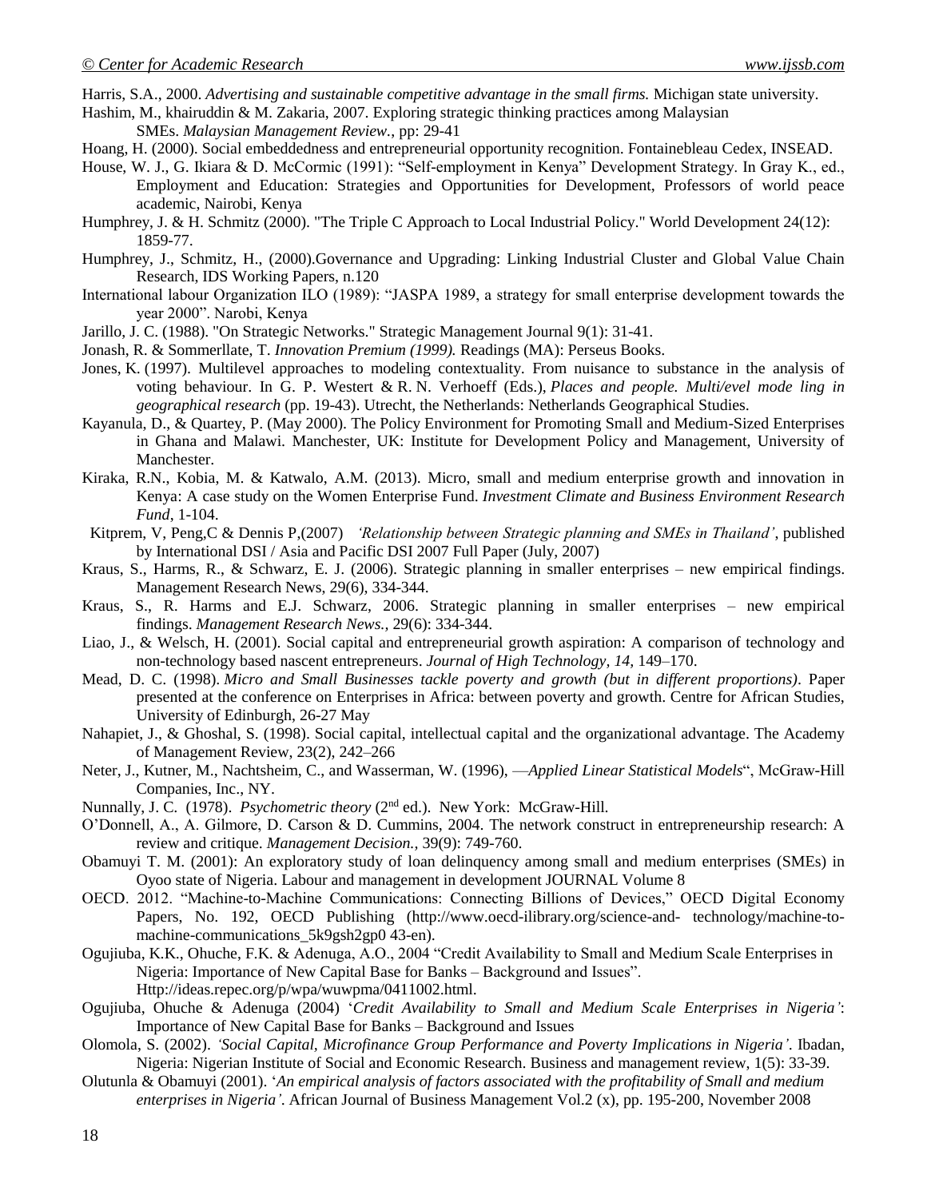Harris, S.A., 2000. *Advertising and sustainable competitive advantage in the small firms.* Michigan state university.

Hashim, M., khairuddin & M. Zakaria, 2007. Exploring strategic thinking practices among Malaysian SMEs. *Malaysian Management Review.*, pp: 29-41

Hoang, H. (2000). Social embeddedness and entrepreneurial opportunity recognition. Fontainebleau Cedex, INSEAD.

House, W. J., G. Ikiara & D. McCormic (1991): "Self-employment in Kenya" Development Strategy. In Gray K., ed., Employment and Education: Strategies and Opportunities for Development, Professors of world peace academic, Nairobi, Kenya

Humphrey, J. & H. Schmitz (2000). "The Triple C Approach to Local Industrial Policy." World Development 24(12): 1859-77.

Humphrey, J., Schmitz, H., (2000).Governance and Upgrading: Linking Industrial Cluster and Global Value Chain Research, IDS Working Papers, n.120

International labour Organization ILO (1989): "JASPA 1989, a strategy for small enterprise development towards the year 2000". Narobi, Kenya

Jarillo, J. C. (1988). "On Strategic Networks." Strategic Management Journal 9(1): 31-41.

Jonash, R. & Sommerllate, T. *Innovation Premium (1999).* Readings (MA): Perseus Books.

Jones, K. (1997). Multilevel approaches to modeling contextuality. From nuisance to substance in the analysis of voting behaviour. In G. P. Westert & R. N. Verhoeff (Eds.), *Places and people. Multi/evel mode ling in geographical research* (pp. 19-43). Utrecht, the Netherlands: Netherlands Geographical Studies.

Kayanula, D., & Quartey, P. (May 2000). The Policy Environment for Promoting Small and Medium-Sized Enterprises in Ghana and Malawi. Manchester, UK: Institute for Development Policy and Management, University of Manchester.

Kiraka, R.N., Kobia, M. & Katwalo, A.M. (2013). Micro, small and medium enterprise growth and innovation in Kenya: A case study on the Women Enterprise Fund. *Investment Climate and Business Environment Research Fund*, 1-104.

Kitprem, V, Peng,C & Dennis P,(2007) *'Relationship between Strategic planning and SMEs in Thailand'*, published by International DSI / Asia and Pacific DSI 2007 Full Paper (July, 2007)

Kraus, S., Harms, R., & Schwarz, E. J. (2006). Strategic planning in smaller enterprises – new empirical findings. Management Research News, 29(6), 334-344.

Kraus, S., R. Harms and E.J. Schwarz, 2006. Strategic planning in smaller enterprises – new empirical findings. *Management Research News.,* 29(6): 334-344.

Liao, J., & Welsch, H. (2001). Social capital and entrepreneurial growth aspiration: A comparison of technology and non-technology based nascent entrepreneurs. *Journal of High Technology, 14,* 149–170.

Mead, D. C. (1998). *Micro and Small Businesses tackle poverty and growth (but in different proportions)*. Paper presented at the conference on Enterprises in Africa: between poverty and growth. Centre for African Studies, University of Edinburgh, 26-27 May

Nahapiet, J., & Ghoshal, S. (1998). Social capital, intellectual capital and the organizational advantage. The Academy of Management Review, 23(2), 242–266

Neter, J., Kutner, M., Nachtsheim, C., and Wasserman, W. (1996), —*Applied Linear Statistical Models*", McGraw-Hill Companies, Inc., NY.

Nunnally, J. C. (1978). *Psychometric theory* (2nd ed.). New York: McGraw-Hill.

O'Donnell, A., A. Gilmore, D. Carson & D. Cummins, 2004. The network construct in entrepreneurship research: A review and critique. *Management Decision.*, 39(9): 749-760.

Obamuyi T. M. (2001): An exploratory study of loan delinquency among small and medium enterprises (SMEs) in Oyoo state of Nigeria. Labour and management in development JOURNAL Volume 8

OECD. 2012. "Machine-to-Machine Communications: Connecting Billions of Devices," OECD Digital Economy Papers, No. 192, OECD Publishing (http://www.oecd-ilibrary.org/science-and- technology/machine-to-machine-communications_5k9gsh2gp0 43-en).

Ogujiuba, K.K., Ohuche, F.K. & Adenuga, A.O., 2004 "Credit Availability to Small and Medium Scale Enterprises in Nigeria: Importance of New Capital Base for Banks – Background and Issues". Http://ideas.repec.org/p/wpa/wuwpma/0411002.html.

Ogujiuba, Ohuche & Adenuga (2004) '*Credit Availability to Small and Medium Scale Enterprises in Nigeria'*: Importance of New Capital Base for Banks – Background and Issues

Olomola, S. (2002). *'Social Capital, Microfinance Group Performance and Poverty Implications in Nigeria'*. Ibadan, Nigeria: Nigerian Institute of Social and Economic Research. Business and management review, 1(5): 33-39.

Olutunla & Obamuyi (2001). '*An empirical analysis of factors associated with the profitability of Small and medium enterprises in Nigeria'*. African Journal of Business Management Vol.2 (x), pp. 195-200, November 2008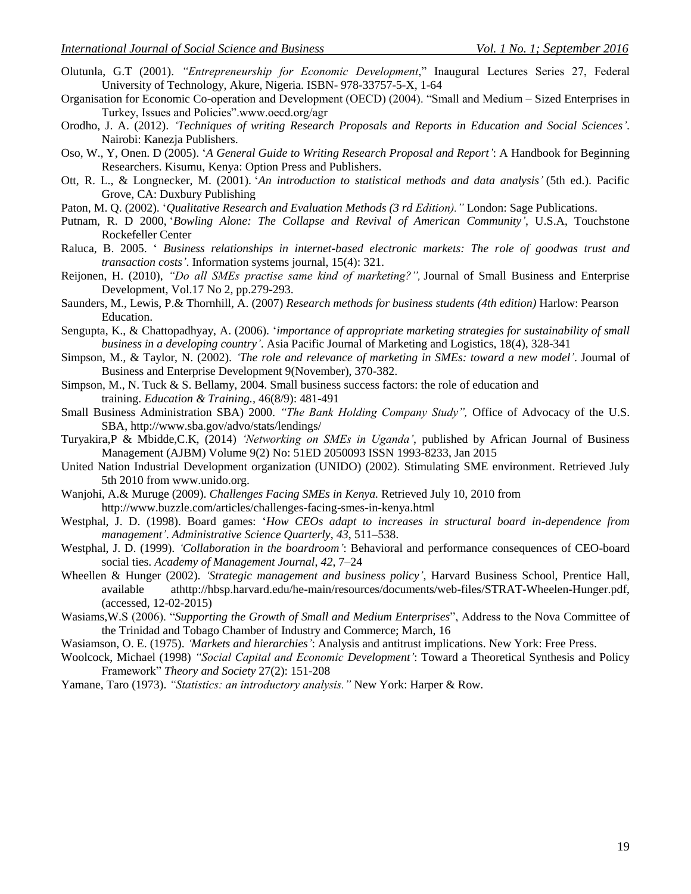Olutunla, G.T (2001). *"Entrepreneurship for Economic Development*," Inaugural Lectures Series 27, Federal University of Technology, Akure, Nigeria. ISBN- 978-33757-5-X, 1-64

Organisation for Economic Co-operation and Development (OECD) (2004). "Small and Medium – Sized Enterprises in Turkey, Issues and Policies".www.oecd.org/agr

Orodho, J. A. (2012). *'Techniques of writing Research Proposals and Reports in Education and Social Sciences'*. Nairobi: Kanezja Publishers.

Oso, W., Y, Onen. D (2005). '*A General Guide to Writing Research Proposal and Report'*: A Handbook for Beginning Researchers. Kisumu, Kenya: Option Press and Publishers.

Ott, R. L., & Longnecker, M. (2001). '*An introduction to statistical methods and data analysis'* (5th ed.). Pacific Grove, CA: Duxbury Publishing

Paton, M. Q. (2002). '*Qualitative Research and Evaluation Methods (3 rd Edition)."* London: Sage Publications.

Putnam, R. D 2000, '*Bowling Alone: The Collapse and Revival of American Community'*, U.S.A, Touchstone Rockefeller Center

Raluca, B. 2005. ' *Business relationships in internet-based electronic markets: The role of goodwas trust and transaction costs'*. Information systems journal, 15(4): 321.

Reijonen, H. (2010), *"Do all SMEs practise same kind of marketing?",* Journal of Small Business and Enterprise Development, Vol.17 No 2, pp.279-293.

Saunders, M., Lewis, P.& Thornhill, A. (2007) *Research methods for business students (4th edition)* Harlow: Pearson Education.

Sengupta, K., & Chattopadhyay, A. (2006). '*importance of appropriate marketing strategies for sustainability of small business in a developing country'*. Asia Pacific Journal of Marketing and Logistics, 18(4), 328-341

Simpson, M., & Taylor, N. (2002). *'The role and relevance of marketing in SMEs: toward a new model'*. Journal of Business and Enterprise Development 9(November), 370-382.

Simpson, M., N. Tuck & S. Bellamy, 2004. Small business success factors: the role of education and training. *Education & Training.,* 46(8/9): 481-491

Small Business Administration SBA) 2000. *"The Bank Holding Company Study",* Office of Advocacy of the U.S. SBA, http://www.sba.gov/advo/stats/lendings/

Turyakira,P & Mbidde,C.K, (2014) *'Networking on SMEs in Uganda'*, published by African Journal of Business Management (AJBM) Volume 9(2) No: 51ED 2050093 ISSN 1993-8233, Jan 2015

United Nation Industrial Development organization (UNIDO) (2002). Stimulating SME environment. Retrieved July 5th 2010 from www.unido.org.

Wanjohi, A.& Muruge (2009). *Challenges Facing SMEs in Kenya.* Retrieved July 10, 2010 from http://www.buzzle.com/articles/challenges-facing-smes-in-kenya.html

Westphal, J. D. (1998). Board games: '*How CEOs adapt to increases in structural board in-dependence from management'*. *Administrative Science Quarterly*, *43*, 511–538.

Westphal, J. D. (1999). *'Collaboration in the boardroom'*: Behavioral and performance consequences of CEO-board social ties. *Academy of Management Journal*, *42*, 7–24

Wheellen & Hunger (2002). *'Strategic management and business policy'*, Harvard Business School, Prentice Hall, available athttp://hbsp.harvard.edu/he-main/resources/documents/web-files/STRAT-Wheelen-Hunger.pdf, (accessed, 12-02-2015)

Wasiams,W.S (2006). "*Supporting the Growth of Small and Medium Enterprises*", Address to the Nova Committee of the Trinidad and Tobago Chamber of Industry and Commerce; March, 16

Wasiamson, O. E. (1975). *'Markets and hierarchies'*: Analysis and antitrust implications. New York: Free Press.

Woolcock, Michael (1998) *"Social Capital and Economic Development'*: Toward a Theoretical Synthesis and Policy Framework" *Theory and Society* 27(2): 151-208

Yamane, Taro (1973). *"Statistics: an introductory analysis."* New York: Harper & Row.